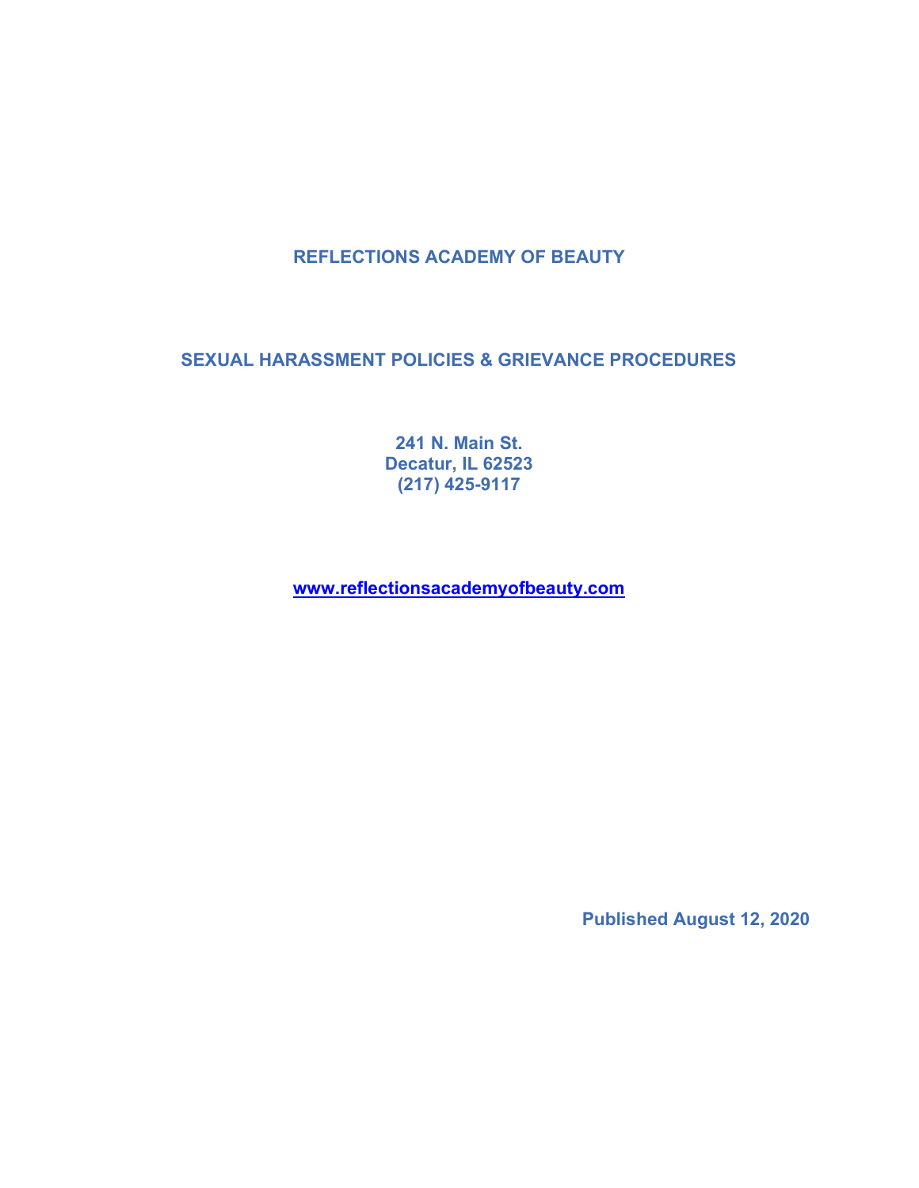# REFLECTIONS ACADEMY OF BEAUTY

## SEXUAL HARASSMENT POLICIES & GRIEVANCE PROCEDURES

**241 N. Main St.**
**Decatur, IL 62523**
**(217) 425-9117**

**www.reflectionsacademyofbeauty.com**

**Published August 12, 2020**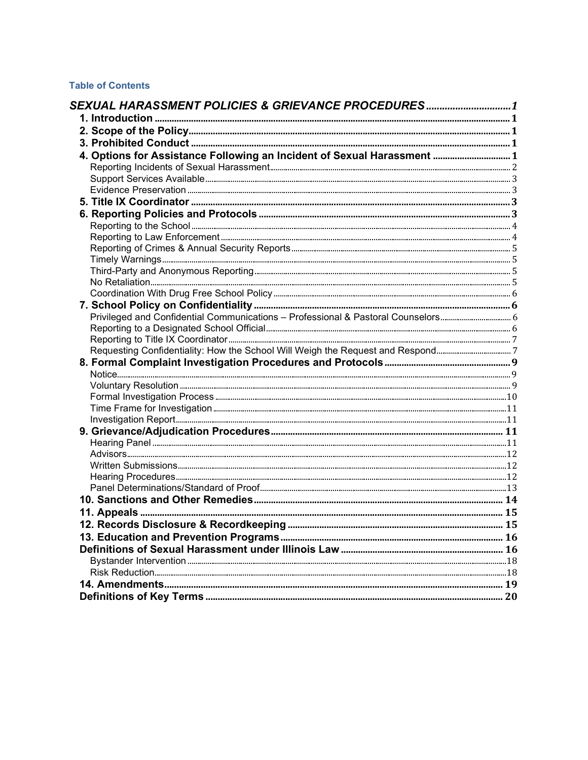**Table of Contents**

| | |
|---|---|
| ***SEXUAL HARASSMENT POLICIES & GRIEVANCE PROCEDURES*** | ***1*** |
| **1. Introduction** | **1** |
| **2. Scope of the Policy** | **1** |
| **3. Prohibited Conduct** | **1** |
| **4. Options for Assistance Following an Incident of Sexual Harassment** | **1** |
| Reporting Incidents of Sexual Harassment | 2 |
| Support Services Available | 3 |
| Evidence Preservation | 3 |
| **5. Title IX Coordinator** | **3** |
| **6. Reporting Policies and Protocols** | **3** |
| Reporting to the School | 4 |
| Reporting to Law Enforcement | 4 |
| Reporting of Crimes & Annual Security Reports | 5 |
| Timely Warnings | 5 |
| Third-Party and Anonymous Reporting | 5 |
| No Retaliation | 5 |
| Coordination With Drug Free School Policy | 6 |
| **7. School Policy on Confidentiality** | **6** |
| Privileged and Confidential Communications – Professional & Pastoral Counselors | 6 |
| Reporting to a Designated School Official | 6 |
| Reporting to Title IX Coordinator | 7 |
| Requesting Confidentiality: How the School Will Weigh the Request and Respond | 7 |
| **8. Formal Complaint Investigation Procedures and Protocols** | **9** |
| Notice | 9 |
| Voluntary Resolution | 9 |
| Formal Investigation Process | 10 |
| Time Frame for Investigation | 11 |
| Investigation Report | 11 |
| **9. Grievance/Adjudication Procedures** | **11** |
| Hearing Panel | 11 |
| Advisors | 12 |
| Written Submissions | 12 |
| Hearing Procedures | 12 |
| Panel Determinations/Standard of Proof | 13 |
| **10. Sanctions and Other Remedies** | **14** |
| **11. Appeals** | **15** |
| **12. Records Disclosure & Recordkeeping** | **15** |
| **13. Education and Prevention Programs** | **16** |
| **Definitions of Sexual Harassment under Illinois Law** | **16** |
| Bystander Intervention | 18 |
| Risk Reduction | 18 |
| **14. Amendments** | **19** |
| **Definitions of Key Terms** | **20** |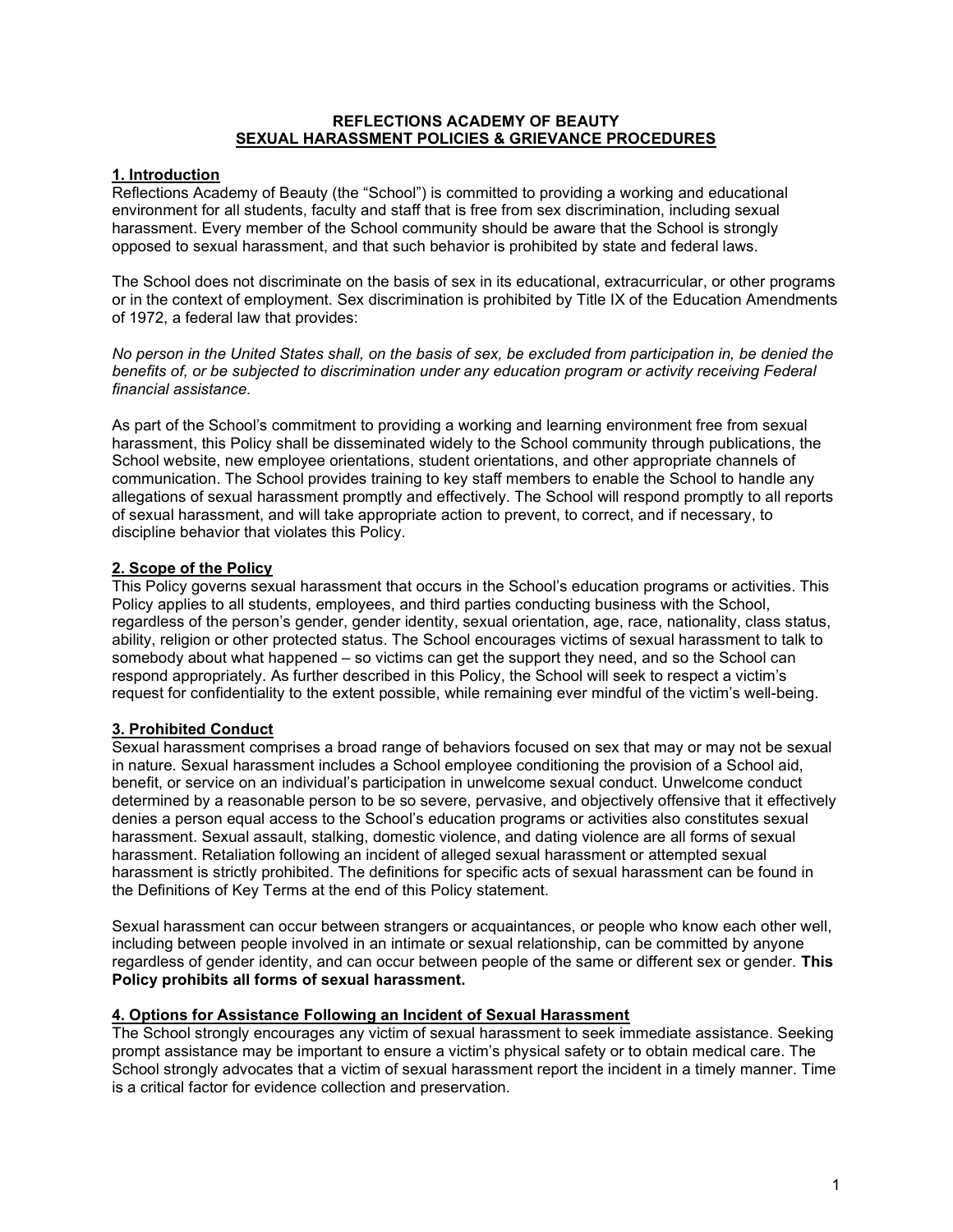**REFLECTIONS ACADEMY OF BEAUTY**
**SEXUAL HARASSMENT POLICIES & GRIEVANCE PROCEDURES**

## 1. Introduction

Reflections Academy of Beauty (the "School") is committed to providing a working and educational environment for all students, faculty and staff that is free from sex discrimination, including sexual harassment. Every member of the School community should be aware that the School is strongly opposed to sexual harassment, and that such behavior is prohibited by state and federal laws.

The School does not discriminate on the basis of sex in its educational, extracurricular, or other programs or in the context of employment. Sex discrimination is prohibited by Title IX of the Education Amendments of 1972, a federal law that provides:

*No person in the United States shall, on the basis of sex, be excluded from participation in, be denied the benefits of, or be subjected to discrimination under any education program or activity receiving Federal financial assistance.*

As part of the School's commitment to providing a working and learning environment free from sexual harassment, this Policy shall be disseminated widely to the School community through publications, the School website, new employee orientations, student orientations, and other appropriate channels of communication. The School provides training to key staff members to enable the School to handle any allegations of sexual harassment promptly and effectively. The School will respond promptly to all reports of sexual harassment, and will take appropriate action to prevent, to correct, and if necessary, to discipline behavior that violates this Policy.

## 2. Scope of the Policy

This Policy governs sexual harassment that occurs in the School's education programs or activities. This Policy applies to all students, employees, and third parties conducting business with the School, regardless of the person's gender, gender identity, sexual orientation, age, race, nationality, class status, ability, religion or other protected status. The School encourages victims of sexual harassment to talk to somebody about what happened – so victims can get the support they need, and so the School can respond appropriately. As further described in this Policy, the School will seek to respect a victim's request for confidentiality to the extent possible, while remaining ever mindful of the victim's well-being.

## 3. Prohibited Conduct

Sexual harassment comprises a broad range of behaviors focused on sex that may or may not be sexual in nature. Sexual harassment includes a School employee conditioning the provision of a School aid, benefit, or service on an individual's participation in unwelcome sexual conduct. Unwelcome conduct determined by a reasonable person to be so severe, pervasive, and objectively offensive that it effectively denies a person equal access to the School's education programs or activities also constitutes sexual harassment. Sexual assault, stalking, domestic violence, and dating violence are all forms of sexual harassment. Retaliation following an incident of alleged sexual harassment or attempted sexual harassment is strictly prohibited. The definitions for specific acts of sexual harassment can be found in the Definitions of Key Terms at the end of this Policy statement.

Sexual harassment can occur between strangers or acquaintances, or people who know each other well, including between people involved in an intimate or sexual relationship, can be committed by anyone regardless of gender identity, and can occur between people of the same or different sex or gender. **This Policy prohibits all forms of sexual harassment.**

## 4. Options for Assistance Following an Incident of Sexual Harassment

The School strongly encourages any victim of sexual harassment to seek immediate assistance. Seeking prompt assistance may be important to ensure a victim's physical safety or to obtain medical care. The School strongly advocates that a victim of sexual harassment report the incident in a timely manner. Time is a critical factor for evidence collection and preservation.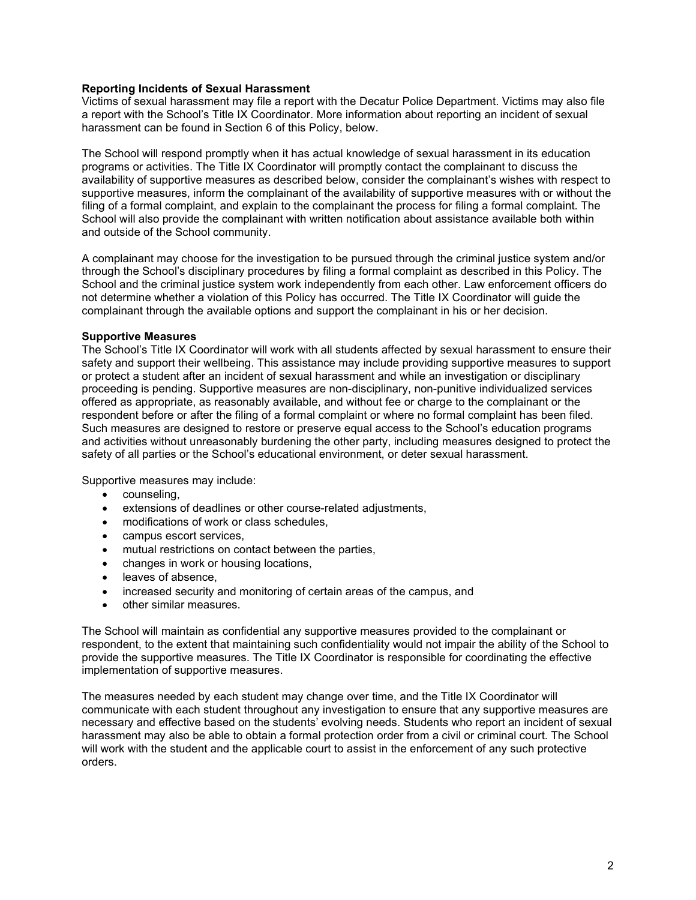**Reporting Incidents of Sexual Harassment**

Victims of sexual harassment may file a report with the Decatur Police Department. Victims may also file a report with the School's Title IX Coordinator. More information about reporting an incident of sexual harassment can be found in Section 6 of this Policy, below.

The School will respond promptly when it has actual knowledge of sexual harassment in its education programs or activities. The Title IX Coordinator will promptly contact the complainant to discuss the availability of supportive measures as described below, consider the complainant's wishes with respect to supportive measures, inform the complainant of the availability of supportive measures with or without the filing of a formal complaint, and explain to the complainant the process for filing a formal complaint. The School will also provide the complainant with written notification about assistance available both within and outside of the School community.

A complainant may choose for the investigation to be pursued through the criminal justice system and/or through the School's disciplinary procedures by filing a formal complaint as described in this Policy. The School and the criminal justice system work independently from each other. Law enforcement officers do not determine whether a violation of this Policy has occurred. The Title IX Coordinator will guide the complainant through the available options and support the complainant in his or her decision.

**Supportive Measures**

The School's Title IX Coordinator will work with all students affected by sexual harassment to ensure their safety and support their wellbeing. This assistance may include providing supportive measures to support or protect a student after an incident of sexual harassment and while an investigation or disciplinary proceeding is pending. Supportive measures are non-disciplinary, non-punitive individualized services offered as appropriate, as reasonably available, and without fee or charge to the complainant or the respondent before or after the filing of a formal complaint or where no formal complaint has been filed. Such measures are designed to restore or preserve equal access to the School's education programs and activities without unreasonably burdening the other party, including measures designed to protect the safety of all parties or the School's educational environment, or deter sexual harassment.

Supportive measures may include:

- counseling,
- extensions of deadlines or other course-related adjustments,
- modifications of work or class schedules,
- campus escort services,
- mutual restrictions on contact between the parties,
- changes in work or housing locations,
- leaves of absence,
- increased security and monitoring of certain areas of the campus, and
- other similar measures.

The School will maintain as confidential any supportive measures provided to the complainant or respondent, to the extent that maintaining such confidentiality would not impair the ability of the School to provide the supportive measures. The Title IX Coordinator is responsible for coordinating the effective implementation of supportive measures.

The measures needed by each student may change over time, and the Title IX Coordinator will communicate with each student throughout any investigation to ensure that any supportive measures are necessary and effective based on the students' evolving needs. Students who report an incident of sexual harassment may also be able to obtain a formal protection order from a civil or criminal court. The School will work with the student and the applicable court to assist in the enforcement of any such protective orders.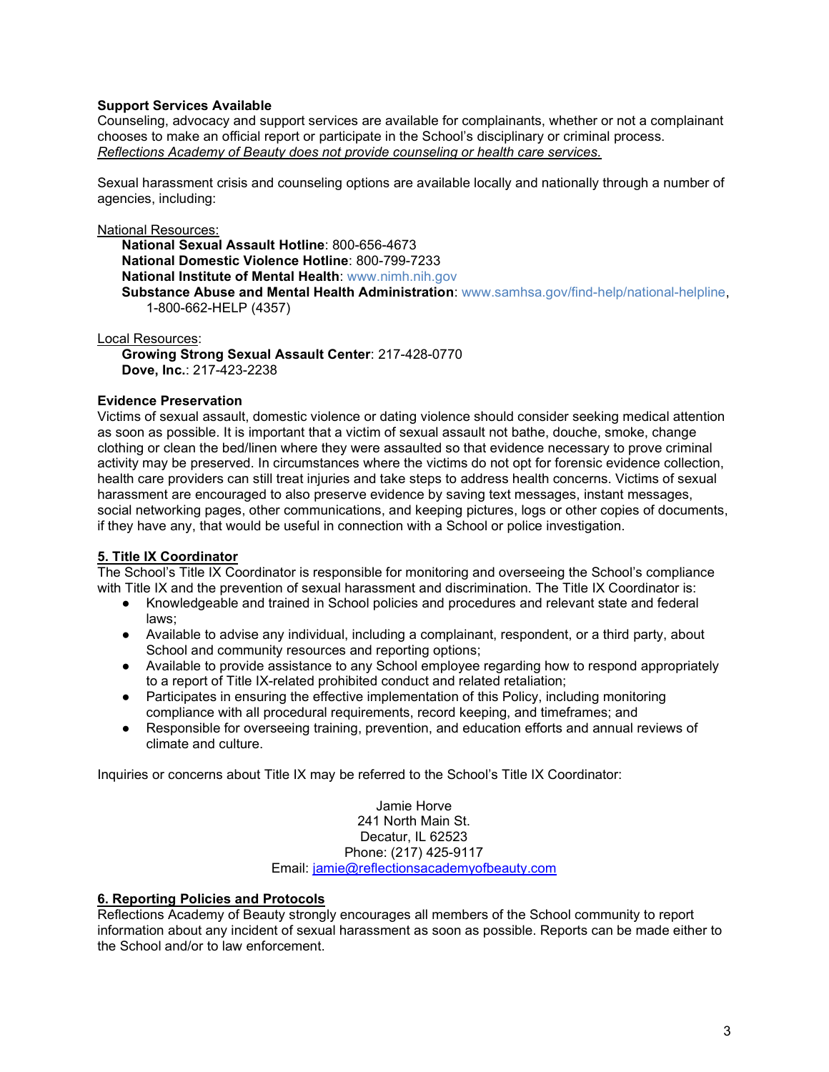**Support Services Available**
Counseling, advocacy and support services are available for complainants, whether or not a complainant chooses to make an official report or participate in the School's disciplinary or criminal process. *Reflections Academy of Beauty does not provide counseling or health care services.*

Sexual harassment crisis and counseling options are available locally and nationally through a number of agencies, including:

National Resources:

- **National Sexual Assault Hotline**: 800-656-4673
- **National Domestic Violence Hotline**: 800-799-7233
- **National Institute of Mental Health**: www.nimh.nih.gov
- **Substance Abuse and Mental Health Administration**: www.samhsa.gov/find-help/national-helpline, 1-800-662-HELP (4357)

Local Resources:

- **Growing Strong Sexual Assault Center**: 217-428-0770
- **Dove, Inc.**: 217-423-2238

**Evidence Preservation**
Victims of sexual assault, domestic violence or dating violence should consider seeking medical attention as soon as possible. It is important that a victim of sexual assault not bathe, douche, smoke, change clothing or clean the bed/linen where they were assaulted so that evidence necessary to prove criminal activity may be preserved. In circumstances where the victims do not opt for forensic evidence collection, health care providers can still treat injuries and take steps to address health concerns. Victims of sexual harassment are encouraged to also preserve evidence by saving text messages, instant messages, social networking pages, other communications, and keeping pictures, logs or other copies of documents, if they have any, that would be useful in connection with a School or police investigation.

## 5. Title IX Coordinator

The School's Title IX Coordinator is responsible for monitoring and overseeing the School's compliance with Title IX and the prevention of sexual harassment and discrimination. The Title IX Coordinator is:

- Knowledgeable and trained in School policies and procedures and relevant state and federal laws;
- Available to advise any individual, including a complainant, respondent, or a third party, about School and community resources and reporting options;
- Available to provide assistance to any School employee regarding how to respond appropriately to a report of Title IX-related prohibited conduct and related retaliation;
- Participates in ensuring the effective implementation of this Policy, including monitoring compliance with all procedural requirements, record keeping, and timeframes; and
- Responsible for overseeing training, prevention, and education efforts and annual reviews of climate and culture.

Inquiries or concerns about Title IX may be referred to the School's Title IX Coordinator:

Jamie Horve
241 North Main St.
Decatur, IL 62523
Phone: (217) 425-9117
Email: jamie@reflectionsacademyofbeauty.com

## 6. Reporting Policies and Protocols

Reflections Academy of Beauty strongly encourages all members of the School community to report information about any incident of sexual harassment as soon as possible. Reports can be made either to the School and/or to law enforcement.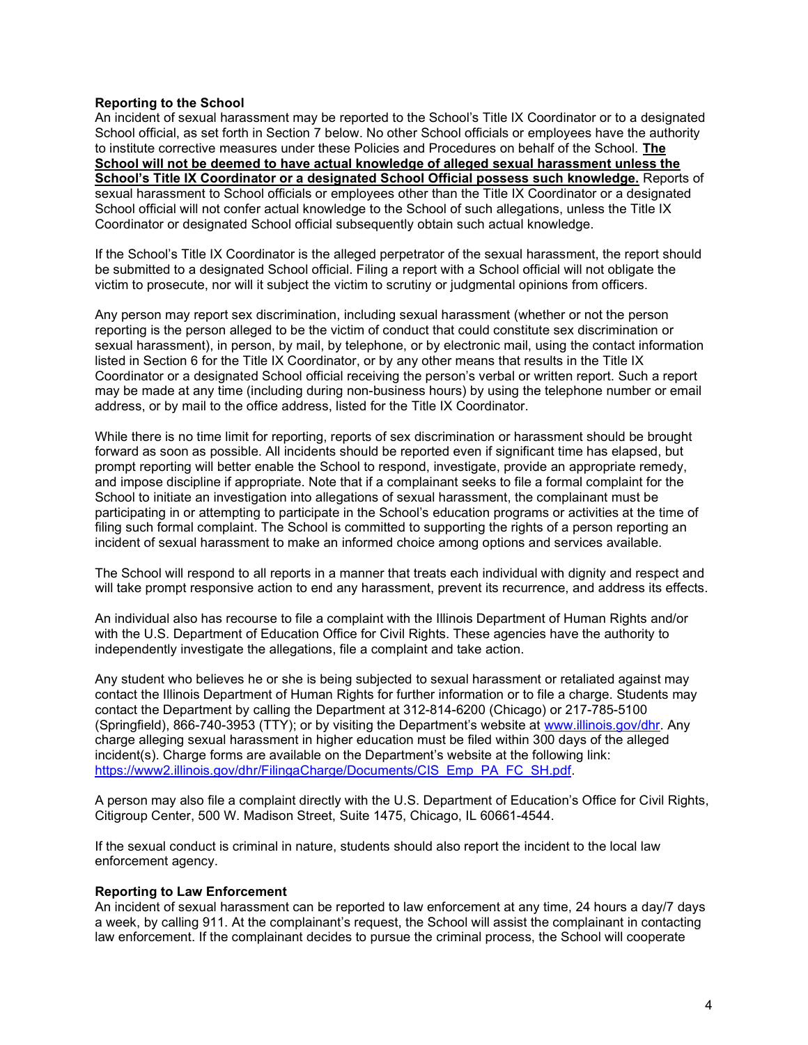**Reporting to the School**

An incident of sexual harassment may be reported to the School's Title IX Coordinator or to a designated School official, as set forth in Section 7 below. No other School officials or employees have the authority to institute corrective measures under these Policies and Procedures on behalf of the School. **<u>The School will not be deemed to have actual knowledge of alleged sexual harassment unless the School's Title IX Coordinator or a designated School Official possess such knowledge.</u>** Reports of sexual harassment to School officials or employees other than the Title IX Coordinator or a designated School official will not confer actual knowledge to the School of such allegations, unless the Title IX Coordinator or designated School official subsequently obtain such actual knowledge.

If the School's Title IX Coordinator is the alleged perpetrator of the sexual harassment, the report should be submitted to a designated School official. Filing a report with a School official will not obligate the victim to prosecute, nor will it subject the victim to scrutiny or judgmental opinions from officers.

Any person may report sex discrimination, including sexual harassment (whether or not the person reporting is the person alleged to be the victim of conduct that could constitute sex discrimination or sexual harassment), in person, by mail, by telephone, or by electronic mail, using the contact information listed in Section 6 for the Title IX Coordinator, or by any other means that results in the Title IX Coordinator or a designated School official receiving the person's verbal or written report. Such a report may be made at any time (including during non-business hours) by using the telephone number or email address, or by mail to the office address, listed for the Title IX Coordinator.

While there is no time limit for reporting, reports of sex discrimination or harassment should be brought forward as soon as possible. All incidents should be reported even if significant time has elapsed, but prompt reporting will better enable the School to respond, investigate, provide an appropriate remedy, and impose discipline if appropriate. Note that if a complainant seeks to file a formal complaint for the School to initiate an investigation into allegations of sexual harassment, the complainant must be participating in or attempting to participate in the School's education programs or activities at the time of filing such formal complaint. The School is committed to supporting the rights of a person reporting an incident of sexual harassment to make an informed choice among options and services available.

The School will respond to all reports in a manner that treats each individual with dignity and respect and will take prompt responsive action to end any harassment, prevent its recurrence, and address its effects.

An individual also has recourse to file a complaint with the Illinois Department of Human Rights and/or with the U.S. Department of Education Office for Civil Rights. These agencies have the authority to independently investigate the allegations, file a complaint and take action.

Any student who believes he or she is being subjected to sexual harassment or retaliated against may contact the Illinois Department of Human Rights for further information or to file a charge. Students may contact the Department by calling the Department at 312-814-6200 (Chicago) or 217-785-5100 (Springfield), 866-740-3953 (TTY); or by visiting the Department's website at [www.illinois.gov/dhr](www.illinois.gov/dhr). Any charge alleging sexual harassment in higher education must be filed within 300 days of the alleged incident(s). Charge forms are available on the Department's website at the following link: [https://www2.illinois.gov/dhr/FilingaCharge/Documents/CIS_Emp_PA_FC_SH.pdf](https://www2.illinois.gov/dhr/FilingaCharge/Documents/CIS_Emp_PA_FC_SH.pdf).

A person may also file a complaint directly with the U.S. Department of Education's Office for Civil Rights, Citigroup Center, 500 W. Madison Street, Suite 1475, Chicago, IL 60661-4544.

If the sexual conduct is criminal in nature, students should also report the incident to the local law enforcement agency.

**Reporting to Law Enforcement**

An incident of sexual harassment can be reported to law enforcement at any time, 24 hours a day/7 days a week, by calling 911. At the complainant's request, the School will assist the complainant in contacting law enforcement. If the complainant decides to pursue the criminal process, the School will cooperate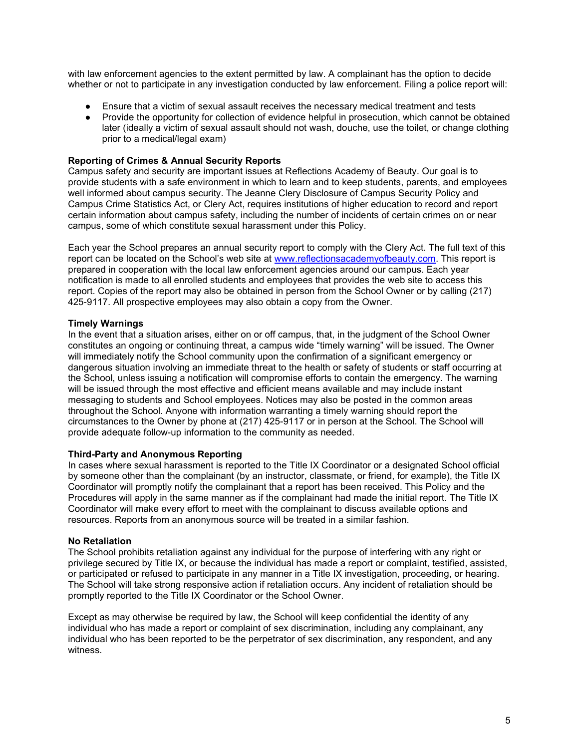with law enforcement agencies to the extent permitted by law. A complainant has the option to decide whether or not to participate in any investigation conducted by law enforcement. Filing a police report will:

- Ensure that a victim of sexual assault receives the necessary medical treatment and tests
- Provide the opportunity for collection of evidence helpful in prosecution, which cannot be obtained later (ideally a victim of sexual assault should not wash, douche, use the toilet, or change clothing prior to a medical/legal exam)

**Reporting of Crimes & Annual Security Reports**

Campus safety and security are important issues at Reflections Academy of Beauty. Our goal is to provide students with a safe environment in which to learn and to keep students, parents, and employees well informed about campus security. The Jeanne Clery Disclosure of Campus Security Policy and Campus Crime Statistics Act, or Clery Act, requires institutions of higher education to record and report certain information about campus safety, including the number of incidents of certain crimes on or near campus, some of which constitute sexual harassment under this Policy.

Each year the School prepares an annual security report to comply with the Clery Act. The full text of this report can be located on the School's web site at [www.reflectionsacademyofbeauty.com](www.reflectionsacademyofbeauty.com). This report is prepared in cooperation with the local law enforcement agencies around our campus. Each year notification is made to all enrolled students and employees that provides the web site to access this report. Copies of the report may also be obtained in person from the School Owner or by calling (217) 425-9117. All prospective employees may also obtain a copy from the Owner.

**Timely Warnings**

In the event that a situation arises, either on or off campus, that, in the judgment of the School Owner constitutes an ongoing or continuing threat, a campus wide "timely warning" will be issued. The Owner will immediately notify the School community upon the confirmation of a significant emergency or dangerous situation involving an immediate threat to the health or safety of students or staff occurring at the School, unless issuing a notification will compromise efforts to contain the emergency. The warning will be issued through the most effective and efficient means available and may include instant messaging to students and School employees. Notices may also be posted in the common areas throughout the School. Anyone with information warranting a timely warning should report the circumstances to the Owner by phone at (217) 425-9117 or in person at the School. The School will provide adequate follow-up information to the community as needed.

**Third-Party and Anonymous Reporting**

In cases where sexual harassment is reported to the Title IX Coordinator or a designated School official by someone other than the complainant (by an instructor, classmate, or friend, for example), the Title IX Coordinator will promptly notify the complainant that a report has been received. This Policy and the Procedures will apply in the same manner as if the complainant had made the initial report. The Title IX Coordinator will make every effort to meet with the complainant to discuss available options and resources. Reports from an anonymous source will be treated in a similar fashion.

**No Retaliation**

The School prohibits retaliation against any individual for the purpose of interfering with any right or privilege secured by Title IX, or because the individual has made a report or complaint, testified, assisted, or participated or refused to participate in any manner in a Title IX investigation, proceeding, or hearing. The School will take strong responsive action if retaliation occurs. Any incident of retaliation should be promptly reported to the Title IX Coordinator or the School Owner.

Except as may otherwise be required by law, the School will keep confidential the identity of any individual who has made a report or complaint of sex discrimination, including any complainant, any individual who has been reported to be the perpetrator of sex discrimination, any respondent, and any witness.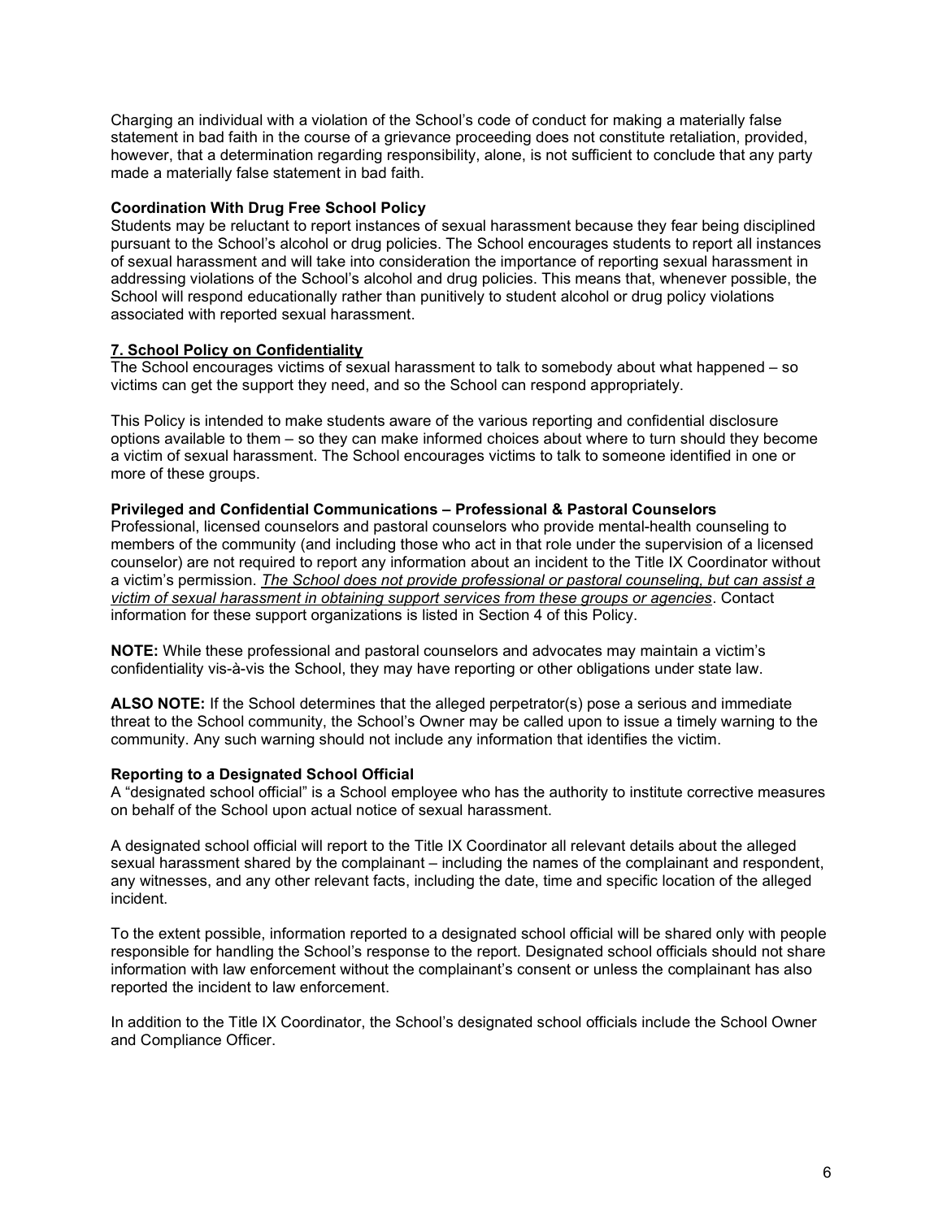Charging an individual with a violation of the School's code of conduct for making a materially false statement in bad faith in the course of a grievance proceeding does not constitute retaliation, provided, however, that a determination regarding responsibility, alone, is not sufficient to conclude that any party made a materially false statement in bad faith.

**Coordination With Drug Free School Policy**

Students may be reluctant to report instances of sexual harassment because they fear being disciplined pursuant to the School's alcohol or drug policies. The School encourages students to report all instances of sexual harassment and will take into consideration the importance of reporting sexual harassment in addressing violations of the School's alcohol and drug policies. This means that, whenever possible, the School will respond educationally rather than punitively to student alcohol or drug policy violations associated with reported sexual harassment.

## 7. School Policy on Confidentiality

The School encourages victims of sexual harassment to talk to somebody about what happened – so victims can get the support they need, and so the School can respond appropriately.

This Policy is intended to make students aware of the various reporting and confidential disclosure options available to them – so they can make informed choices about where to turn should they become a victim of sexual harassment. The School encourages victims to talk to someone identified in one or more of these groups.

**Privileged and Confidential Communications – Professional & Pastoral Counselors**

Professional, licensed counselors and pastoral counselors who provide mental-health counseling to members of the community (and including those who act in that role under the supervision of a licensed counselor) are not required to report any information about an incident to the Title IX Coordinator without a victim's permission. ***The School does not provide professional or pastoral counseling, but can assist a victim of sexual harassment in obtaining support services from these groups or agencies***. Contact information for these support organizations is listed in Section 4 of this Policy.

**NOTE:** While these professional and pastoral counselors and advocates may maintain a victim's confidentiality vis-à-vis the School, they may have reporting or other obligations under state law.

**ALSO NOTE:** If the School determines that the alleged perpetrator(s) pose a serious and immediate threat to the School community, the School's Owner may be called upon to issue a timely warning to the community. Any such warning should not include any information that identifies the victim.

**Reporting to a Designated School Official**

A "designated school official" is a School employee who has the authority to institute corrective measures on behalf of the School upon actual notice of sexual harassment.

A designated school official will report to the Title IX Coordinator all relevant details about the alleged sexual harassment shared by the complainant – including the names of the complainant and respondent, any witnesses, and any other relevant facts, including the date, time and specific location of the alleged incident.

To the extent possible, information reported to a designated school official will be shared only with people responsible for handling the School's response to the report. Designated school officials should not share information with law enforcement without the complainant's consent or unless the complainant has also reported the incident to law enforcement.

In addition to the Title IX Coordinator, the School's designated school officials include the School Owner and Compliance Officer.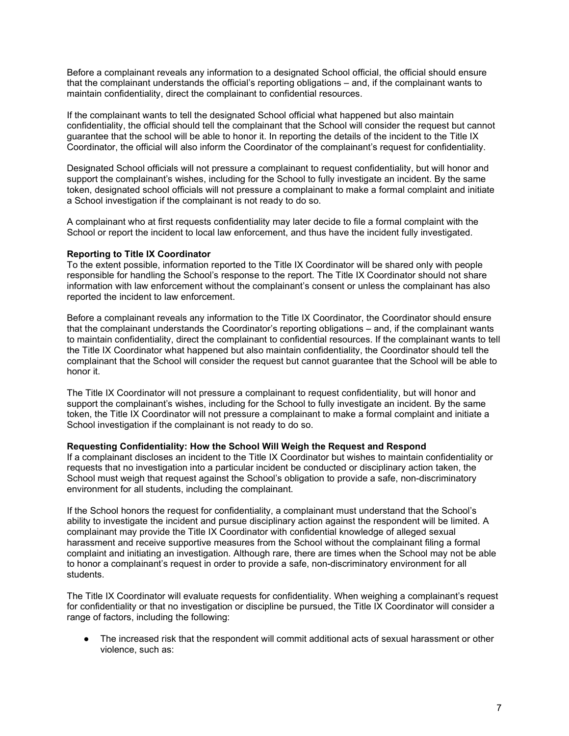Before a complainant reveals any information to a designated School official, the official should ensure that the complainant understands the official's reporting obligations – and, if the complainant wants to maintain confidentiality, direct the complainant to confidential resources.

If the complainant wants to tell the designated School official what happened but also maintain confidentiality, the official should tell the complainant that the School will consider the request but cannot guarantee that the school will be able to honor it. In reporting the details of the incident to the Title IX Coordinator, the official will also inform the Coordinator of the complainant's request for confidentiality.

Designated School officials will not pressure a complainant to request confidentiality, but will honor and support the complainant's wishes, including for the School to fully investigate an incident. By the same token, designated school officials will not pressure a complainant to make a formal complaint and initiate a School investigation if the complainant is not ready to do so.

A complainant who at first requests confidentiality may later decide to file a formal complaint with the School or report the incident to local law enforcement, and thus have the incident fully investigated.

**Reporting to Title IX Coordinator**

To the extent possible, information reported to the Title IX Coordinator will be shared only with people responsible for handling the School's response to the report. The Title IX Coordinator should not share information with law enforcement without the complainant's consent or unless the complainant has also reported the incident to law enforcement.

Before a complainant reveals any information to the Title IX Coordinator, the Coordinator should ensure that the complainant understands the Coordinator's reporting obligations – and, if the complainant wants to maintain confidentiality, direct the complainant to confidential resources. If the complainant wants to tell the Title IX Coordinator what happened but also maintain confidentiality, the Coordinator should tell the complainant that the School will consider the request but cannot guarantee that the School will be able to honor it.

The Title IX Coordinator will not pressure a complainant to request confidentiality, but will honor and support the complainant's wishes, including for the School to fully investigate an incident. By the same token, the Title IX Coordinator will not pressure a complainant to make a formal complaint and initiate a School investigation if the complainant is not ready to do so.

**Requesting Confidentiality: How the School Will Weigh the Request and Respond**

If a complainant discloses an incident to the Title IX Coordinator but wishes to maintain confidentiality or requests that no investigation into a particular incident be conducted or disciplinary action taken, the School must weigh that request against the School's obligation to provide a safe, non-discriminatory environment for all students, including the complainant.

If the School honors the request for confidentiality, a complainant must understand that the School's ability to investigate the incident and pursue disciplinary action against the respondent will be limited. A complainant may provide the Title IX Coordinator with confidential knowledge of alleged sexual harassment and receive supportive measures from the School without the complainant filing a formal complaint and initiating an investigation. Although rare, there are times when the School may not be able to honor a complainant's request in order to provide a safe, non-discriminatory environment for all students.

The Title IX Coordinator will evaluate requests for confidentiality. When weighing a complainant's request for confidentiality or that no investigation or discipline be pursued, the Title IX Coordinator will consider a range of factors, including the following:

- The increased risk that the respondent will commit additional acts of sexual harassment or other violence, such as: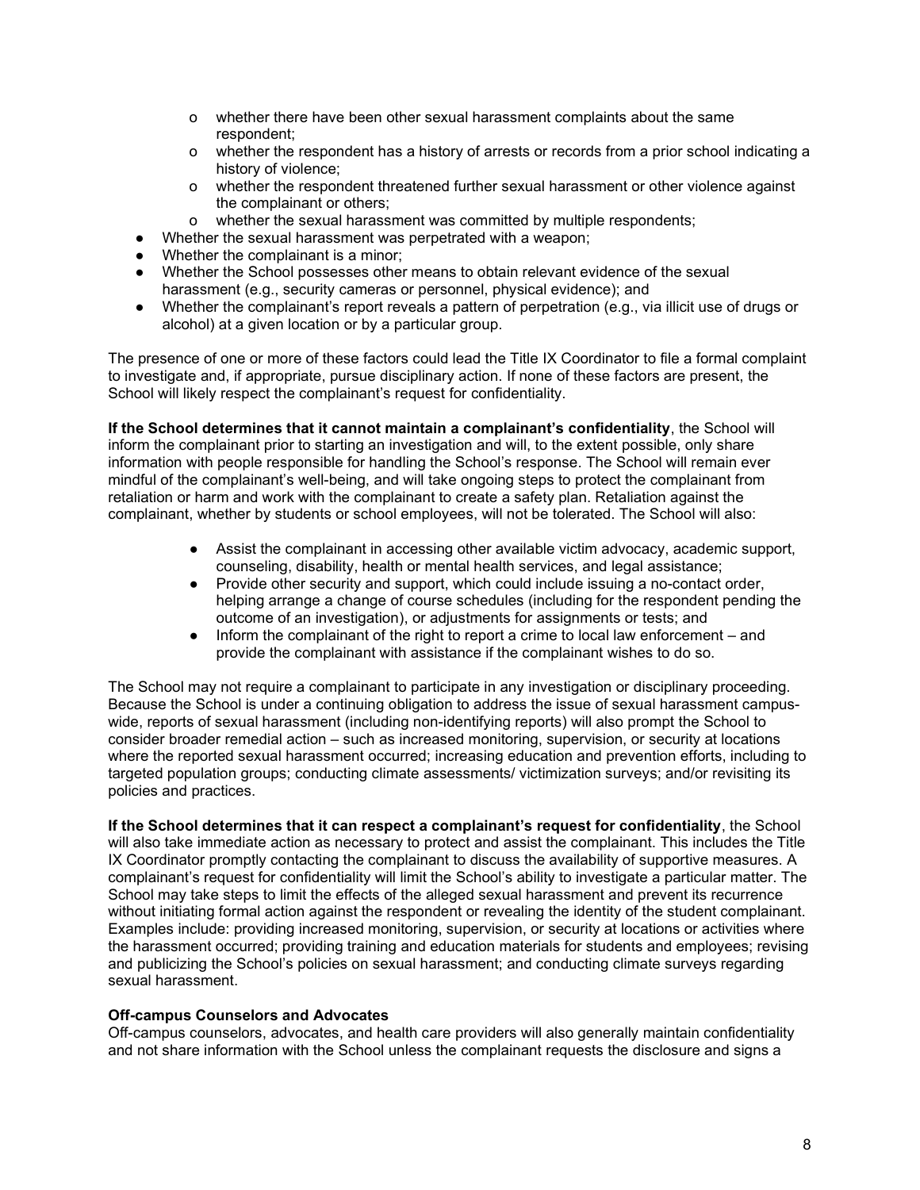- whether there have been other sexual harassment complaints about the same respondent;
  - whether the respondent has a history of arrests or records from a prior school indicating a history of violence;
  - whether the respondent threatened further sexual harassment or other violence against the complainant or others;
  - whether the sexual harassment was committed by multiple respondents;
- Whether the sexual harassment was perpetrated with a weapon;
- Whether the complainant is a minor;
- Whether the School possesses other means to obtain relevant evidence of the sexual harassment (e.g., security cameras or personnel, physical evidence); and
- Whether the complainant's report reveals a pattern of perpetration (e.g., via illicit use of drugs or alcohol) at a given location or by a particular group.

The presence of one or more of these factors could lead the Title IX Coordinator to file a formal complaint to investigate and, if appropriate, pursue disciplinary action. If none of these factors are present, the School will likely respect the complainant's request for confidentiality.

**If the School determines that it cannot maintain a complainant's confidentiality**, the School will inform the complainant prior to starting an investigation and will, to the extent possible, only share information with people responsible for handling the School's response. The School will remain ever mindful of the complainant's well-being, and will take ongoing steps to protect the complainant from retaliation or harm and work with the complainant to create a safety plan. Retaliation against the complainant, whether by students or school employees, will not be tolerated. The School will also:

- Assist the complainant in accessing other available victim advocacy, academic support, counseling, disability, health or mental health services, and legal assistance;
- Provide other security and support, which could include issuing a no-contact order, helping arrange a change of course schedules (including for the respondent pending the outcome of an investigation), or adjustments for assignments or tests; and
- Inform the complainant of the right to report a crime to local law enforcement – and provide the complainant with assistance if the complainant wishes to do so.

The School may not require a complainant to participate in any investigation or disciplinary proceeding. Because the School is under a continuing obligation to address the issue of sexual harassment campus-wide, reports of sexual harassment (including non-identifying reports) will also prompt the School to consider broader remedial action – such as increased monitoring, supervision, or security at locations where the reported sexual harassment occurred; increasing education and prevention efforts, including to targeted population groups; conducting climate assessments/ victimization surveys; and/or revisiting its policies and practices.

**If the School determines that it can respect a complainant's request for confidentiality**, the School will also take immediate action as necessary to protect and assist the complainant. This includes the Title IX Coordinator promptly contacting the complainant to discuss the availability of supportive measures. A complainant's request for confidentiality will limit the School's ability to investigate a particular matter. The School may take steps to limit the effects of the alleged sexual harassment and prevent its recurrence without initiating formal action against the respondent or revealing the identity of the student complainant. Examples include: providing increased monitoring, supervision, or security at locations or activities where the harassment occurred; providing training and education materials for students and employees; revising and publicizing the School's policies on sexual harassment; and conducting climate surveys regarding sexual harassment.

**Off-campus Counselors and Advocates**

Off-campus counselors, advocates, and health care providers will also generally maintain confidentiality and not share information with the School unless the complainant requests the disclosure and signs a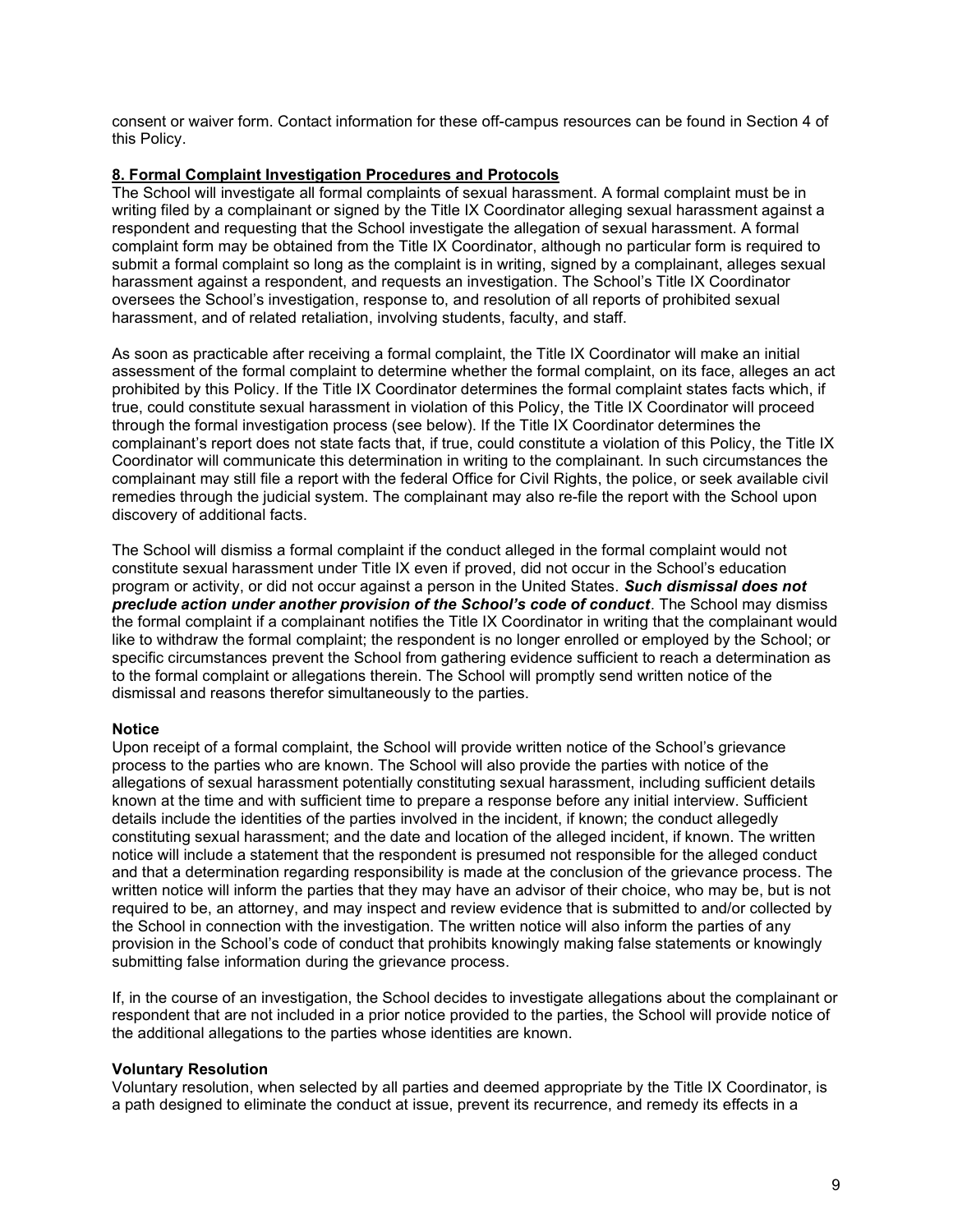consent or waiver form. Contact information for these off-campus resources can be found in Section 4 of this Policy.

## 8. Formal Complaint Investigation Procedures and Protocols

The School will investigate all formal complaints of sexual harassment. A formal complaint must be in writing filed by a complainant or signed by the Title IX Coordinator alleging sexual harassment against a respondent and requesting that the School investigate the allegation of sexual harassment. A formal complaint form may be obtained from the Title IX Coordinator, although no particular form is required to submit a formal complaint so long as the complaint is in writing, signed by a complainant, alleges sexual harassment against a respondent, and requests an investigation. The School's Title IX Coordinator oversees the School's investigation, response to, and resolution of all reports of prohibited sexual harassment, and of related retaliation, involving students, faculty, and staff.

As soon as practicable after receiving a formal complaint, the Title IX Coordinator will make an initial assessment of the formal complaint to determine whether the formal complaint, on its face, alleges an act prohibited by this Policy. If the Title IX Coordinator determines the formal complaint states facts which, if true, could constitute sexual harassment in violation of this Policy, the Title IX Coordinator will proceed through the formal investigation process (see below). If the Title IX Coordinator determines the complainant's report does not state facts that, if true, could constitute a violation of this Policy, the Title IX Coordinator will communicate this determination in writing to the complainant. In such circumstances the complainant may still file a report with the federal Office for Civil Rights, the police, or seek available civil remedies through the judicial system. The complainant may also re-file the report with the School upon discovery of additional facts.

The School will dismiss a formal complaint if the conduct alleged in the formal complaint would not constitute sexual harassment under Title IX even if proved, did not occur in the School's education program or activity, or did not occur against a person in the United States. ***Such dismissal does not preclude action under another provision of the School's code of conduct***. The School may dismiss the formal complaint if a complainant notifies the Title IX Coordinator in writing that the complainant would like to withdraw the formal complaint; the respondent is no longer enrolled or employed by the School; or specific circumstances prevent the School from gathering evidence sufficient to reach a determination as to the formal complaint or allegations therein. The School will promptly send written notice of the dismissal and reasons therefor simultaneously to the parties.

### Notice

Upon receipt of a formal complaint, the School will provide written notice of the School's grievance process to the parties who are known. The School will also provide the parties with notice of the allegations of sexual harassment potentially constituting sexual harassment, including sufficient details known at the time and with sufficient time to prepare a response before any initial interview. Sufficient details include the identities of the parties involved in the incident, if known; the conduct allegedly constituting sexual harassment; and the date and location of the alleged incident, if known. The written notice will include a statement that the respondent is presumed not responsible for the alleged conduct and that a determination regarding responsibility is made at the conclusion of the grievance process. The written notice will inform the parties that they may have an advisor of their choice, who may be, but is not required to be, an attorney, and may inspect and review evidence that is submitted to and/or collected by the School in connection with the investigation. The written notice will also inform the parties of any provision in the School's code of conduct that prohibits knowingly making false statements or knowingly submitting false information during the grievance process.

If, in the course of an investigation, the School decides to investigate allegations about the complainant or respondent that are not included in a prior notice provided to the parties, the School will provide notice of the additional allegations to the parties whose identities are known.

### Voluntary Resolution

Voluntary resolution, when selected by all parties and deemed appropriate by the Title IX Coordinator, is a path designed to eliminate the conduct at issue, prevent its recurrence, and remedy its effects in a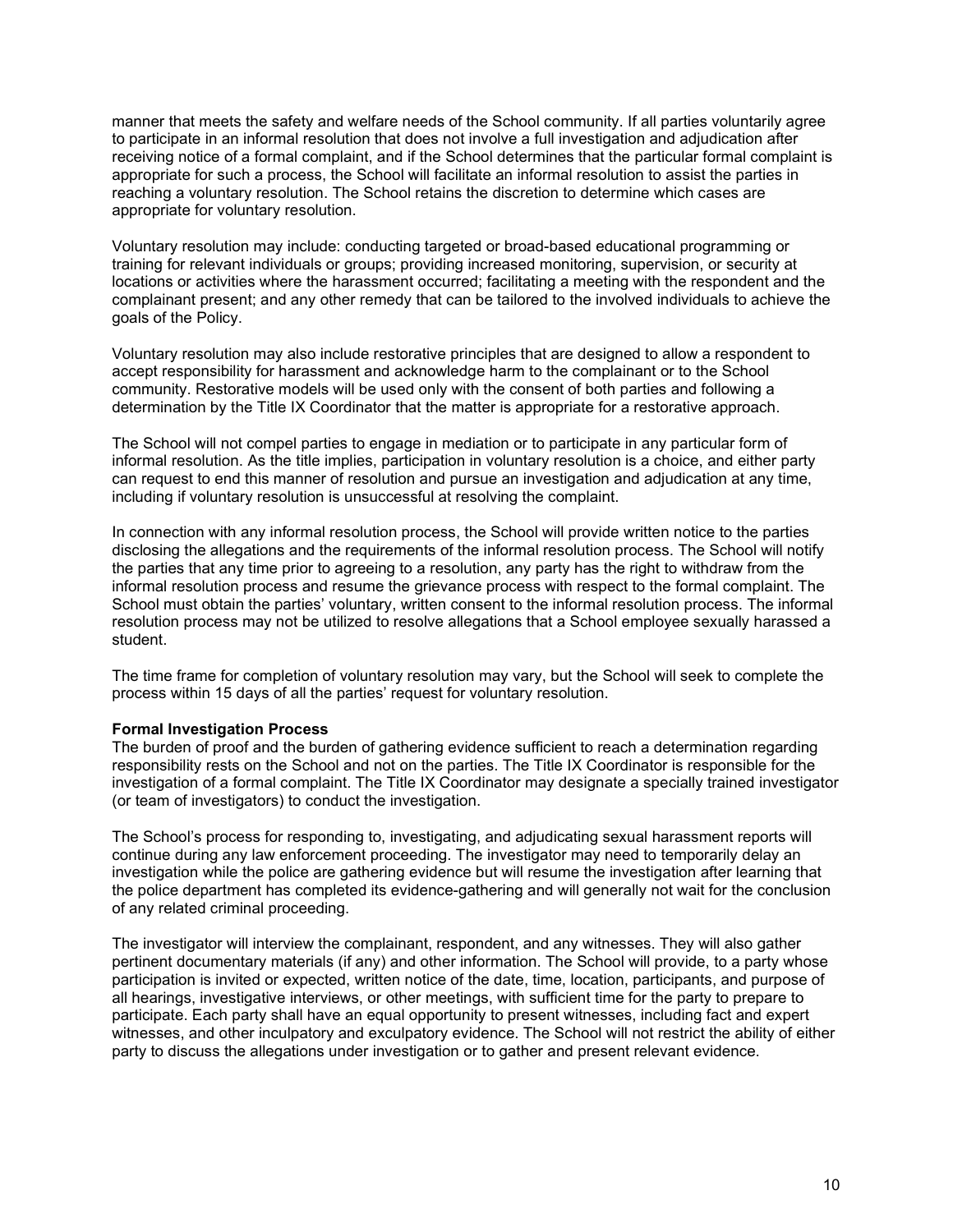manner that meets the safety and welfare needs of the School community. If all parties voluntarily agree to participate in an informal resolution that does not involve a full investigation and adjudication after receiving notice of a formal complaint, and if the School determines that the particular formal complaint is appropriate for such a process, the School will facilitate an informal resolution to assist the parties in reaching a voluntary resolution. The School retains the discretion to determine which cases are appropriate for voluntary resolution.

Voluntary resolution may include: conducting targeted or broad-based educational programming or training for relevant individuals or groups; providing increased monitoring, supervision, or security at locations or activities where the harassment occurred; facilitating a meeting with the respondent and the complainant present; and any other remedy that can be tailored to the involved individuals to achieve the goals of the Policy.

Voluntary resolution may also include restorative principles that are designed to allow a respondent to accept responsibility for harassment and acknowledge harm to the complainant or to the School community. Restorative models will be used only with the consent of both parties and following a determination by the Title IX Coordinator that the matter is appropriate for a restorative approach.

The School will not compel parties to engage in mediation or to participate in any particular form of informal resolution. As the title implies, participation in voluntary resolution is a choice, and either party can request to end this manner of resolution and pursue an investigation and adjudication at any time, including if voluntary resolution is unsuccessful at resolving the complaint.

In connection with any informal resolution process, the School will provide written notice to the parties disclosing the allegations and the requirements of the informal resolution process. The School will notify the parties that any time prior to agreeing to a resolution, any party has the right to withdraw from the informal resolution process and resume the grievance process with respect to the formal complaint. The School must obtain the parties' voluntary, written consent to the informal resolution process. The informal resolution process may not be utilized to resolve allegations that a School employee sexually harassed a student.

The time frame for completion of voluntary resolution may vary, but the School will seek to complete the process within 15 days of all the parties' request for voluntary resolution.

**Formal Investigation Process**

The burden of proof and the burden of gathering evidence sufficient to reach a determination regarding responsibility rests on the School and not on the parties. The Title IX Coordinator is responsible for the investigation of a formal complaint. The Title IX Coordinator may designate a specially trained investigator (or team of investigators) to conduct the investigation.

The School's process for responding to, investigating, and adjudicating sexual harassment reports will continue during any law enforcement proceeding. The investigator may need to temporarily delay an investigation while the police are gathering evidence but will resume the investigation after learning that the police department has completed its evidence-gathering and will generally not wait for the conclusion of any related criminal proceeding.

The investigator will interview the complainant, respondent, and any witnesses. They will also gather pertinent documentary materials (if any) and other information. The School will provide, to a party whose participation is invited or expected, written notice of the date, time, location, participants, and purpose of all hearings, investigative interviews, or other meetings, with sufficient time for the party to prepare to participate. Each party shall have an equal opportunity to present witnesses, including fact and expert witnesses, and other inculpatory and exculpatory evidence. The School will not restrict the ability of either party to discuss the allegations under investigation or to gather and present relevant evidence.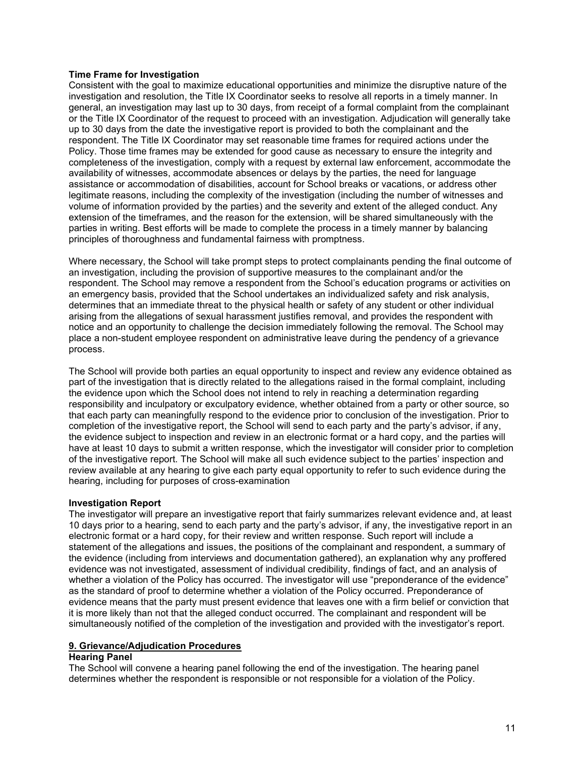**Time Frame for Investigation**

Consistent with the goal to maximize educational opportunities and minimize the disruptive nature of the investigation and resolution, the Title IX Coordinator seeks to resolve all reports in a timely manner. In general, an investigation may last up to 30 days, from receipt of a formal complaint from the complainant or the Title IX Coordinator of the request to proceed with an investigation. Adjudication will generally take up to 30 days from the date the investigative report is provided to both the complainant and the respondent. The Title IX Coordinator may set reasonable time frames for required actions under the Policy. Those time frames may be extended for good cause as necessary to ensure the integrity and completeness of the investigation, comply with a request by external law enforcement, accommodate the availability of witnesses, accommodate absences or delays by the parties, the need for language assistance or accommodation of disabilities, account for School breaks or vacations, or address other legitimate reasons, including the complexity of the investigation (including the number of witnesses and volume of information provided by the parties) and the severity and extent of the alleged conduct. Any extension of the timeframes, and the reason for the extension, will be shared simultaneously with the parties in writing. Best efforts will be made to complete the process in a timely manner by balancing principles of thoroughness and fundamental fairness with promptness.

Where necessary, the School will take prompt steps to protect complainants pending the final outcome of an investigation, including the provision of supportive measures to the complainant and/or the respondent. The School may remove a respondent from the School's education programs or activities on an emergency basis, provided that the School undertakes an individualized safety and risk analysis, determines that an immediate threat to the physical health or safety of any student or other individual arising from the allegations of sexual harassment justifies removal, and provides the respondent with notice and an opportunity to challenge the decision immediately following the removal. The School may place a non-student employee respondent on administrative leave during the pendency of a grievance process.

The School will provide both parties an equal opportunity to inspect and review any evidence obtained as part of the investigation that is directly related to the allegations raised in the formal complaint, including the evidence upon which the School does not intend to rely in reaching a determination regarding responsibility and inculpatory or exculpatory evidence, whether obtained from a party or other source, so that each party can meaningfully respond to the evidence prior to conclusion of the investigation. Prior to completion of the investigative report, the School will send to each party and the party's advisor, if any, the evidence subject to inspection and review in an electronic format or a hard copy, and the parties will have at least 10 days to submit a written response, which the investigator will consider prior to completion of the investigative report. The School will make all such evidence subject to the parties' inspection and review available at any hearing to give each party equal opportunity to refer to such evidence during the hearing, including for purposes of cross-examination

**Investigation Report**

The investigator will prepare an investigative report that fairly summarizes relevant evidence and, at least 10 days prior to a hearing, send to each party and the party's advisor, if any, the investigative report in an electronic format or a hard copy, for their review and written response. Such report will include a statement of the allegations and issues, the positions of the complainant and respondent, a summary of the evidence (including from interviews and documentation gathered), an explanation why any proffered evidence was not investigated, assessment of individual credibility, findings of fact, and an analysis of whether a violation of the Policy has occurred. The investigator will use "preponderance of the evidence" as the standard of proof to determine whether a violation of the Policy occurred. Preponderance of evidence means that the party must present evidence that leaves one with a firm belief or conviction that it is more likely than not that the alleged conduct occurred. The complainant and respondent will be simultaneously notified of the completion of the investigation and provided with the investigator's report.

## 9. Grievance/Adjudication Procedures

**Hearing Panel**

The School will convene a hearing panel following the end of the investigation. The hearing panel determines whether the respondent is responsible or not responsible for a violation of the Policy.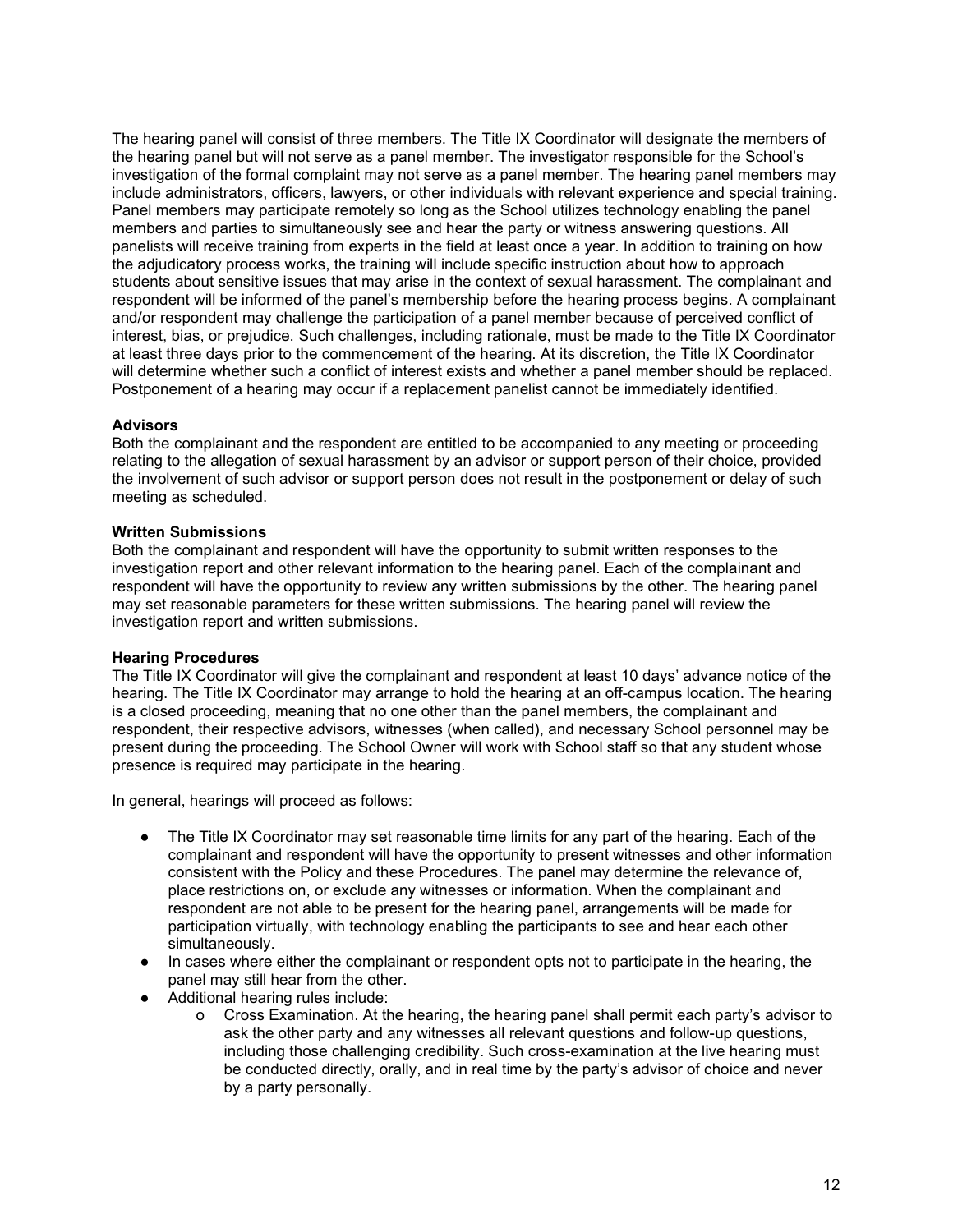The hearing panel will consist of three members. The Title IX Coordinator will designate the members of the hearing panel but will not serve as a panel member. The investigator responsible for the School's investigation of the formal complaint may not serve as a panel member. The hearing panel members may include administrators, officers, lawyers, or other individuals with relevant experience and special training. Panel members may participate remotely so long as the School utilizes technology enabling the panel members and parties to simultaneously see and hear the party or witness answering questions. All panelists will receive training from experts in the field at least once a year. In addition to training on how the adjudicatory process works, the training will include specific instruction about how to approach students about sensitive issues that may arise in the context of sexual harassment. The complainant and respondent will be informed of the panel's membership before the hearing process begins. A complainant and/or respondent may challenge the participation of a panel member because of perceived conflict of interest, bias, or prejudice. Such challenges, including rationale, must be made to the Title IX Coordinator at least three days prior to the commencement of the hearing. At its discretion, the Title IX Coordinator will determine whether such a conflict of interest exists and whether a panel member should be replaced. Postponement of a hearing may occur if a replacement panelist cannot be immediately identified.

**Advisors**

Both the complainant and the respondent are entitled to be accompanied to any meeting or proceeding relating to the allegation of sexual harassment by an advisor or support person of their choice, provided the involvement of such advisor or support person does not result in the postponement or delay of such meeting as scheduled.

**Written Submissions**

Both the complainant and respondent will have the opportunity to submit written responses to the investigation report and other relevant information to the hearing panel. Each of the complainant and respondent will have the opportunity to review any written submissions by the other. The hearing panel may set reasonable parameters for these written submissions. The hearing panel will review the investigation report and written submissions.

**Hearing Procedures**

The Title IX Coordinator will give the complainant and respondent at least 10 days' advance notice of the hearing. The Title IX Coordinator may arrange to hold the hearing at an off-campus location. The hearing is a closed proceeding, meaning that no one other than the panel members, the complainant and respondent, their respective advisors, witnesses (when called), and necessary School personnel may be present during the proceeding. The School Owner will work with School staff so that any student whose presence is required may participate in the hearing.

In general, hearings will proceed as follows:

- The Title IX Coordinator may set reasonable time limits for any part of the hearing. Each of the complainant and respondent will have the opportunity to present witnesses and other information consistent with the Policy and these Procedures. The panel may determine the relevance of, place restrictions on, or exclude any witnesses or information. When the complainant and respondent are not able to be present for the hearing panel, arrangements will be made for participation virtually, with technology enabling the participants to see and hear each other simultaneously.
- In cases where either the complainant or respondent opts not to participate in the hearing, the panel may still hear from the other.
- Additional hearing rules include:
    - Cross Examination. At the hearing, the hearing panel shall permit each party's advisor to ask the other party and any witnesses all relevant questions and follow-up questions, including those challenging credibility. Such cross-examination at the live hearing must be conducted directly, orally, and in real time by the party's advisor of choice and never by a party personally.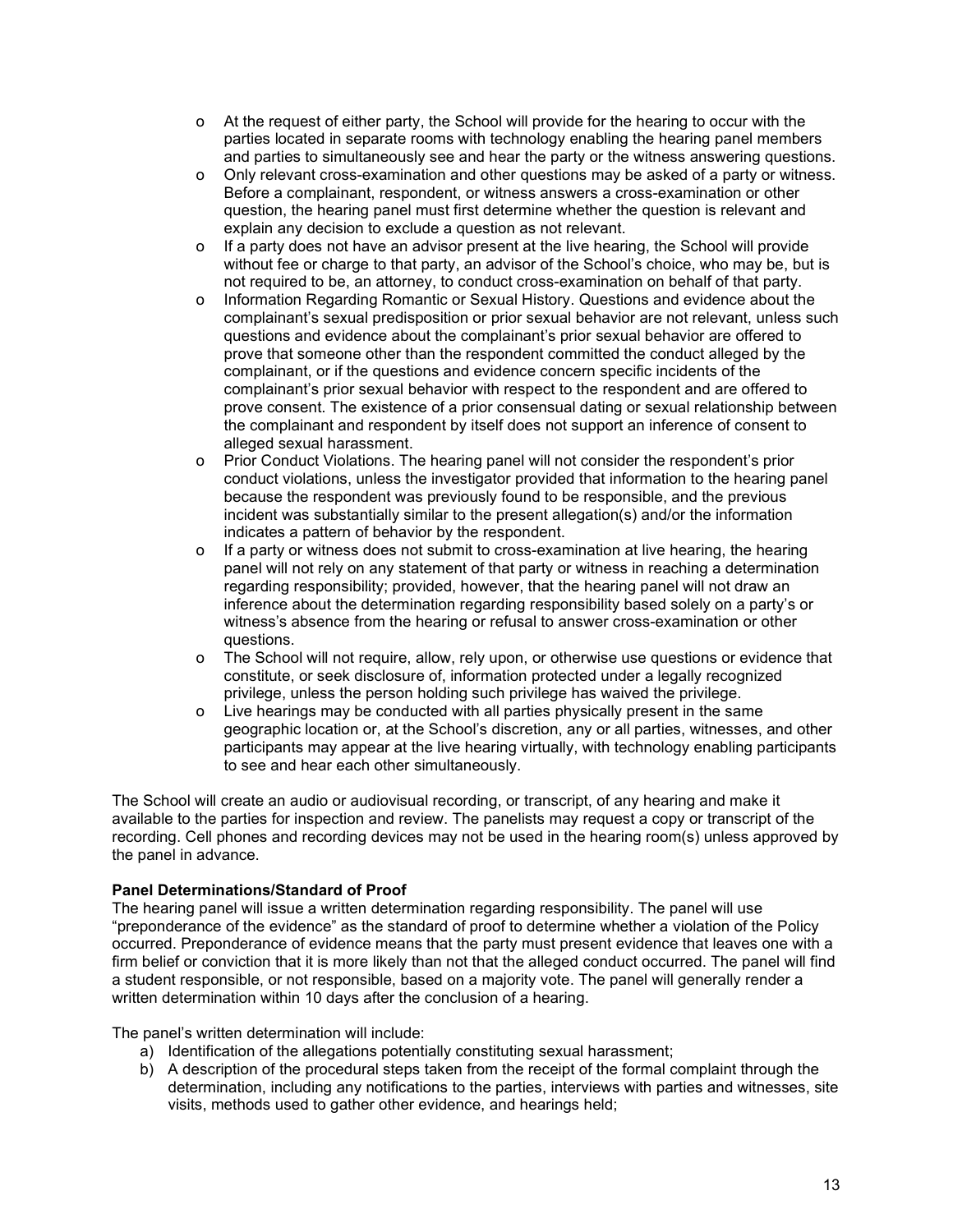- At the request of either party, the School will provide for the hearing to occur with the parties located in separate rooms with technology enabling the hearing panel members and parties to simultaneously see and hear the party or the witness answering questions.
- Only relevant cross-examination and other questions may be asked of a party or witness. Before a complainant, respondent, or witness answers a cross-examination or other question, the hearing panel must first determine whether the question is relevant and explain any decision to exclude a question as not relevant.
- If a party does not have an advisor present at the live hearing, the School will provide without fee or charge to that party, an advisor of the School's choice, who may be, but is not required to be, an attorney, to conduct cross-examination on behalf of that party.
- Information Regarding Romantic or Sexual History. Questions and evidence about the complainant's sexual predisposition or prior sexual behavior are not relevant, unless such questions and evidence about the complainant's prior sexual behavior are offered to prove that someone other than the respondent committed the conduct alleged by the complainant, or if the questions and evidence concern specific incidents of the complainant's prior sexual behavior with respect to the respondent and are offered to prove consent. The existence of a prior consensual dating or sexual relationship between the complainant and respondent by itself does not support an inference of consent to alleged sexual harassment.
- Prior Conduct Violations. The hearing panel will not consider the respondent's prior conduct violations, unless the investigator provided that information to the hearing panel because the respondent was previously found to be responsible, and the previous incident was substantially similar to the present allegation(s) and/or the information indicates a pattern of behavior by the respondent.
- If a party or witness does not submit to cross-examination at live hearing, the hearing panel will not rely on any statement of that party or witness in reaching a determination regarding responsibility; provided, however, that the hearing panel will not draw an inference about the determination regarding responsibility based solely on a party's or witness's absence from the hearing or refusal to answer cross-examination or other questions.
- The School will not require, allow, rely upon, or otherwise use questions or evidence that constitute, or seek disclosure of, information protected under a legally recognized privilege, unless the person holding such privilege has waived the privilege.
- Live hearings may be conducted with all parties physically present in the same geographic location or, at the School's discretion, any or all parties, witnesses, and other participants may appear at the live hearing virtually, with technology enabling participants to see and hear each other simultaneously.

The School will create an audio or audiovisual recording, or transcript, of any hearing and make it available to the parties for inspection and review. The panelists may request a copy or transcript of the recording. Cell phones and recording devices may not be used in the hearing room(s) unless approved by the panel in advance.

**Panel Determinations/Standard of Proof**

The hearing panel will issue a written determination regarding responsibility. The panel will use "preponderance of the evidence" as the standard of proof to determine whether a violation of the Policy occurred. Preponderance of evidence means that the party must present evidence that leaves one with a firm belief or conviction that it is more likely than not that the alleged conduct occurred. The panel will find a student responsible, or not responsible, based on a majority vote. The panel will generally render a written determination within 10 days after the conclusion of a hearing.

The panel's written determination will include:

a) Identification of the allegations potentially constituting sexual harassment;
b) A description of the procedural steps taken from the receipt of the formal complaint through the determination, including any notifications to the parties, interviews with parties and witnesses, site visits, methods used to gather other evidence, and hearings held;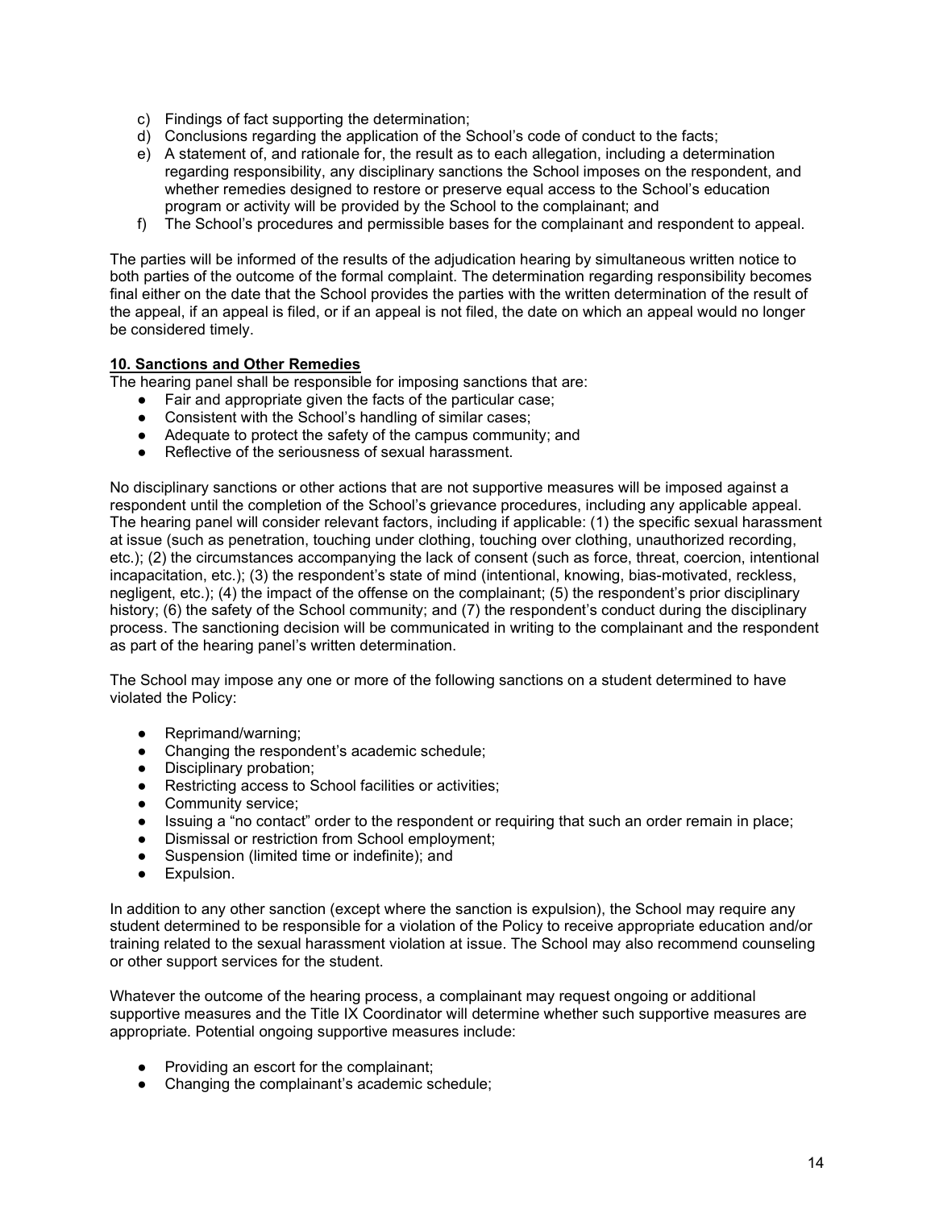c) Findings of fact supporting the determination;
d) Conclusions regarding the application of the School's code of conduct to the facts;
e) A statement of, and rationale for, the result as to each allegation, including a determination regarding responsibility, any disciplinary sanctions the School imposes on the respondent, and whether remedies designed to restore or preserve equal access to the School's education program or activity will be provided by the School to the complainant; and
f) The School's procedures and permissible bases for the complainant and respondent to appeal.

The parties will be informed of the results of the adjudication hearing by simultaneous written notice to both parties of the outcome of the formal complaint. The determination regarding responsibility becomes final either on the date that the School provides the parties with the written determination of the result of the appeal, if an appeal is filed, or if an appeal is not filed, the date on which an appeal would no longer be considered timely.

**10. Sanctions and Other Remedies**

The hearing panel shall be responsible for imposing sanctions that are:

- Fair and appropriate given the facts of the particular case;
- Consistent with the School's handling of similar cases;
- Adequate to protect the safety of the campus community; and
- Reflective of the seriousness of sexual harassment.

No disciplinary sanctions or other actions that are not supportive measures will be imposed against a respondent until the completion of the School's grievance procedures, including any applicable appeal. The hearing panel will consider relevant factors, including if applicable: (1) the specific sexual harassment at issue (such as penetration, touching under clothing, touching over clothing, unauthorized recording, etc.); (2) the circumstances accompanying the lack of consent (such as force, threat, coercion, intentional incapacitation, etc.); (3) the respondent's state of mind (intentional, knowing, bias-motivated, reckless, negligent, etc.); (4) the impact of the offense on the complainant; (5) the respondent's prior disciplinary history; (6) the safety of the School community; and (7) the respondent's conduct during the disciplinary process. The sanctioning decision will be communicated in writing to the complainant and the respondent as part of the hearing panel's written determination.

The School may impose any one or more of the following sanctions on a student determined to have violated the Policy:

- Reprimand/warning;
- Changing the respondent's academic schedule;
- Disciplinary probation;
- Restricting access to School facilities or activities;
- Community service;
- Issuing a "no contact" order to the respondent or requiring that such an order remain in place;
- Dismissal or restriction from School employment;
- Suspension (limited time or indefinite); and
- Expulsion.

In addition to any other sanction (except where the sanction is expulsion), the School may require any student determined to be responsible for a violation of the Policy to receive appropriate education and/or training related to the sexual harassment violation at issue. The School may also recommend counseling or other support services for the student.

Whatever the outcome of the hearing process, a complainant may request ongoing or additional supportive measures and the Title IX Coordinator will determine whether such supportive measures are appropriate. Potential ongoing supportive measures include:

- Providing an escort for the complainant;
- Changing the complainant's academic schedule;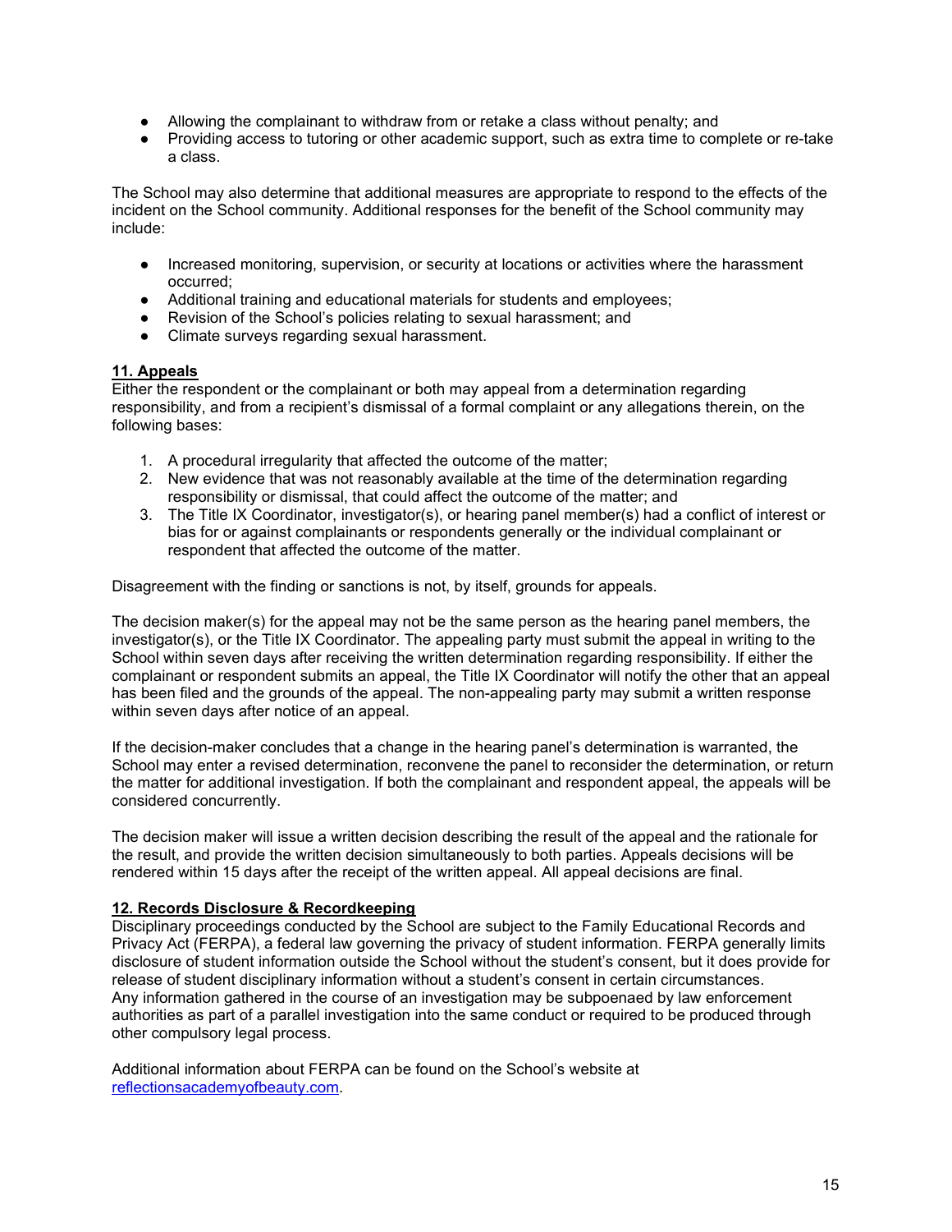- Allowing the complainant to withdraw from or retake a class without penalty; and
- Providing access to tutoring or other academic support, such as extra time to complete or re-take a class.

The School may also determine that additional measures are appropriate to respond to the effects of the incident on the School community. Additional responses for the benefit of the School community may include:

- Increased monitoring, supervision, or security at locations or activities where the harassment occurred;
- Additional training and educational materials for students and employees;
- Revision of the School's policies relating to sexual harassment; and
- Climate surveys regarding sexual harassment.

## 11. Appeals

Either the respondent or the complainant or both may appeal from a determination regarding responsibility, and from a recipient's dismissal of a formal complaint or any allegations therein, on the following bases:

1. A procedural irregularity that affected the outcome of the matter;
2. New evidence that was not reasonably available at the time of the determination regarding responsibility or dismissal, that could affect the outcome of the matter; and
3. The Title IX Coordinator, investigator(s), or hearing panel member(s) had a conflict of interest or bias for or against complainants or respondents generally or the individual complainant or respondent that affected the outcome of the matter.

Disagreement with the finding or sanctions is not, by itself, grounds for appeals.

The decision maker(s) for the appeal may not be the same person as the hearing panel members, the investigator(s), or the Title IX Coordinator. The appealing party must submit the appeal in writing to the School within seven days after receiving the written determination regarding responsibility. If either the complainant or respondent submits an appeal, the Title IX Coordinator will notify the other that an appeal has been filed and the grounds of the appeal. The non-appealing party may submit a written response within seven days after notice of an appeal.

If the decision-maker concludes that a change in the hearing panel's determination is warranted, the School may enter a revised determination, reconvene the panel to reconsider the determination, or return the matter for additional investigation. If both the complainant and respondent appeal, the appeals will be considered concurrently.

The decision maker will issue a written decision describing the result of the appeal and the rationale for the result, and provide the written decision simultaneously to both parties. Appeals decisions will be rendered within 15 days after the receipt of the written appeal. All appeal decisions are final.

## 12. Records Disclosure & Recordkeeping

Disciplinary proceedings conducted by the School are subject to the Family Educational Records and Privacy Act (FERPA), a federal law governing the privacy of student information. FERPA generally limits disclosure of student information outside the School without the student's consent, but it does provide for release of student disciplinary information without a student's consent in certain circumstances. Any information gathered in the course of an investigation may be subpoenaed by law enforcement authorities as part of a parallel investigation into the same conduct or required to be produced through other compulsory legal process.

Additional information about FERPA can be found on the School's website at [reflectionsacademyofbeauty.com](reflectionsacademyofbeauty.com).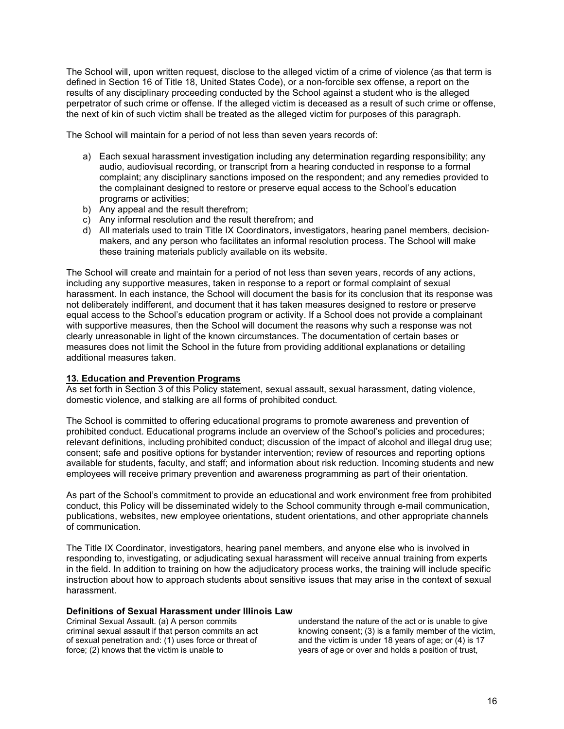The School will, upon written request, disclose to the alleged victim of a crime of violence (as that term is defined in Section 16 of Title 18, United States Code), or a non-forcible sex offense, a report on the results of any disciplinary proceeding conducted by the School against a student who is the alleged perpetrator of such crime or offense. If the alleged victim is deceased as a result of such crime or offense, the next of kin of such victim shall be treated as the alleged victim for purposes of this paragraph.

The School will maintain for a period of not less than seven years records of:

a) Each sexual harassment investigation including any determination regarding responsibility; any audio, audiovisual recording, or transcript from a hearing conducted in response to a formal complaint; any disciplinary sanctions imposed on the respondent; and any remedies provided to the complainant designed to restore or preserve equal access to the School's education programs or activities;
b) Any appeal and the result therefrom;
c) Any informal resolution and the result therefrom; and
d) All materials used to train Title IX Coordinators, investigators, hearing panel members, decision-makers, and any person who facilitates an informal resolution process. The School will make these training materials publicly available on its website.

The School will create and maintain for a period of not less than seven years, records of any actions, including any supportive measures, taken in response to a report or formal complaint of sexual harassment. In each instance, the School will document the basis for its conclusion that its response was not deliberately indifferent, and document that it has taken measures designed to restore or preserve equal access to the School's education program or activity. If a School does not provide a complainant with supportive measures, then the School will document the reasons why such a response was not clearly unreasonable in light of the known circumstances. The documentation of certain bases or measures does not limit the School in the future from providing additional explanations or detailing additional measures taken.

## 13. Education and Prevention Programs

As set forth in Section 3 of this Policy statement, sexual assault, sexual harassment, dating violence, domestic violence, and stalking are all forms of prohibited conduct.

The School is committed to offering educational programs to promote awareness and prevention of prohibited conduct. Educational programs include an overview of the School's policies and procedures; relevant definitions, including prohibited conduct; discussion of the impact of alcohol and illegal drug use; consent; safe and positive options for bystander intervention; review of resources and reporting options available for students, faculty, and staff; and information about risk reduction. Incoming students and new employees will receive primary prevention and awareness programming as part of their orientation.

As part of the School's commitment to provide an educational and work environment free from prohibited conduct, this Policy will be disseminated widely to the School community through e-mail communication, publications, websites, new employee orientations, student orientations, and other appropriate channels of communication.

The Title IX Coordinator, investigators, hearing panel members, and anyone else who is involved in responding to, investigating, or adjudicating sexual harassment will receive annual training from experts in the field. In addition to training on how the adjudicatory process works, the training will include specific instruction about how to approach students about sensitive issues that may arise in the context of sexual harassment.

### Definitions of Sexual Harassment under Illinois Law

Criminal Sexual Assault. (a) A person commits criminal sexual assault if that person commits an act of sexual penetration and: (1) uses force or threat of force; (2) knows that the victim is unable to understand the nature of the act or is unable to give knowing consent; (3) is a family member of the victim, and the victim is under 18 years of age; or (4) is 17 years of age or over and holds a position of trust,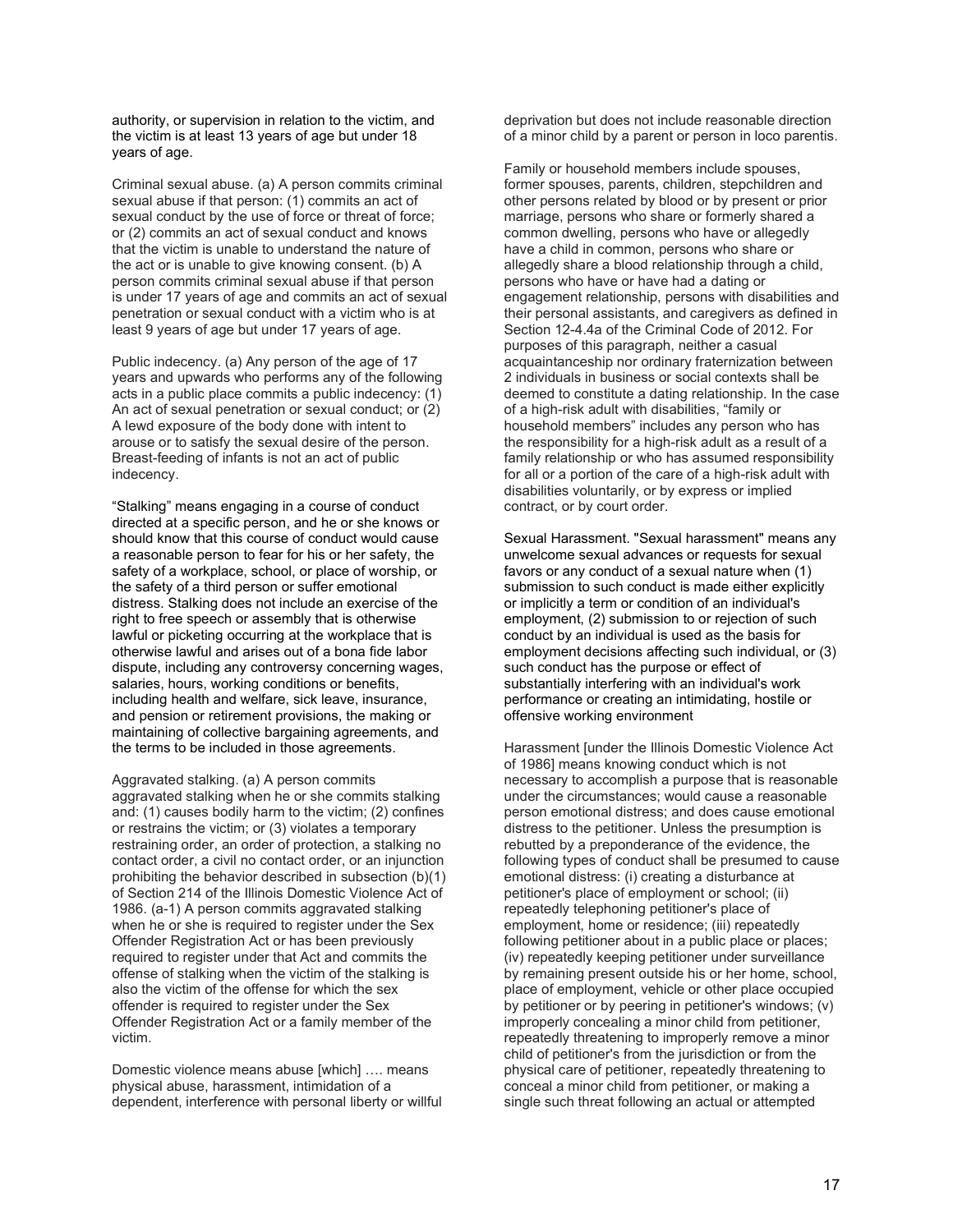authority, or supervision in relation to the victim, and the victim is at least 13 years of age but under 18 years of age.

Criminal sexual abuse. (a) A person commits criminal sexual abuse if that person: (1) commits an act of sexual conduct by the use of force or threat of force; or (2) commits an act of sexual conduct and knows that the victim is unable to understand the nature of the act or is unable to give knowing consent. (b) A person commits criminal sexual abuse if that person is under 17 years of age and commits an act of sexual penetration or sexual conduct with a victim who is at least 9 years of age but under 17 years of age.

Public indecency. (a) Any person of the age of 17 years and upwards who performs any of the following acts in a public place commits a public indecency: (1) An act of sexual penetration or sexual conduct; or (2) A lewd exposure of the body done with intent to arouse or to satisfy the sexual desire of the person. Breast-feeding of infants is not an act of public indecency.

“Stalking” means engaging in a course of conduct directed at a specific person, and he or she knows or should know that this course of conduct would cause a reasonable person to fear for his or her safety, the safety of a workplace, school, or place of worship, or the safety of a third person or suffer emotional distress. Stalking does not include an exercise of the right to free speech or assembly that is otherwise lawful or picketing occurring at the workplace that is otherwise lawful and arises out of a bona fide labor dispute, including any controversy concerning wages, salaries, hours, working conditions or benefits, including health and welfare, sick leave, insurance, and pension or retirement provisions, the making or maintaining of collective bargaining agreements, and the terms to be included in those agreements.

Aggravated stalking. (a) A person commits aggravated stalking when he or she commits stalking and: (1) causes bodily harm to the victim; (2) confines or restrains the victim; or (3) violates a temporary restraining order, an order of protection, a stalking no contact order, a civil no contact order, or an injunction prohibiting the behavior described in subsection (b)(1) of Section 214 of the Illinois Domestic Violence Act of 1986. (a-1) A person commits aggravated stalking when he or she is required to register under the Sex Offender Registration Act or has been previously required to register under that Act and commits the offense of stalking when the victim of the stalking is also the victim of the offense for which the sex offender is required to register under the Sex Offender Registration Act or a family member of the victim.

Domestic violence means abuse [which] …. means physical abuse, harassment, intimidation of a dependent, interference with personal liberty or willful deprivation but does not include reasonable direction of a minor child by a parent or person in loco parentis.

Family or household members include spouses, former spouses, parents, children, stepchildren and other persons related by blood or by present or prior marriage, persons who share or formerly shared a common dwelling, persons who have or allegedly have a child in common, persons who share or allegedly share a blood relationship through a child, persons who have or have had a dating or engagement relationship, persons with disabilities and their personal assistants, and caregivers as defined in Section 12-4.4a of the Criminal Code of 2012. For purposes of this paragraph, neither a casual acquaintanceship nor ordinary fraternization between 2 individuals in business or social contexts shall be deemed to constitute a dating relationship. In the case of a high-risk adult with disabilities, “family or household members” includes any person who has the responsibility for a high-risk adult as a result of a family relationship or who has assumed responsibility for all or a portion of the care of a high-risk adult with disabilities voluntarily, or by express or implied contract, or by court order.

Sexual Harassment. "Sexual harassment" means any unwelcome sexual advances or requests for sexual favors or any conduct of a sexual nature when (1) submission to such conduct is made either explicitly or implicitly a term or condition of an individual's employment, (2) submission to or rejection of such conduct by an individual is used as the basis for employment decisions affecting such individual, or (3) such conduct has the purpose or effect of substantially interfering with an individual's work performance or creating an intimidating, hostile or offensive working environment

Harassment [under the Illinois Domestic Violence Act of 1986] means knowing conduct which is not necessary to accomplish a purpose that is reasonable under the circumstances; would cause a reasonable person emotional distress; and does cause emotional distress to the petitioner. Unless the presumption is rebutted by a preponderance of the evidence, the following types of conduct shall be presumed to cause emotional distress: (i) creating a disturbance at petitioner's place of employment or school; (ii) repeatedly telephoning petitioner's place of employment, home or residence; (iii) repeatedly following petitioner about in a public place or places; (iv) repeatedly keeping petitioner under surveillance by remaining present outside his or her home, school, place of employment, vehicle or other place occupied by petitioner or by peering in petitioner's windows; (v) improperly concealing a minor child from petitioner, repeatedly threatening to improperly remove a minor child of petitioner's from the jurisdiction or from the physical care of petitioner, repeatedly threatening to conceal a minor child from petitioner, or making a single such threat following an actual or attempted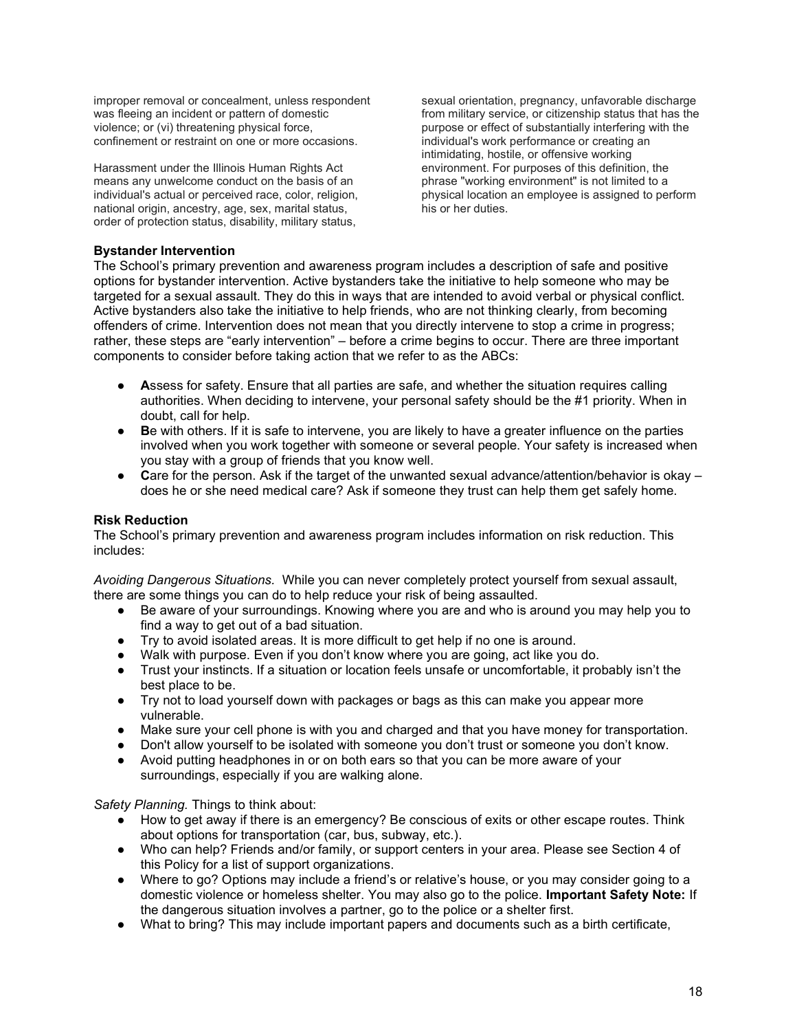improper removal or concealment, unless respondent was fleeing an incident or pattern of domestic violence; or (vi) threatening physical force, confinement or restraint on one or more occasions.

Harassment under the Illinois Human Rights Act means any unwelcome conduct on the basis of an individual's actual or perceived race, color, religion, national origin, ancestry, age, sex, marital status, order of protection status, disability, military status, sexual orientation, pregnancy, unfavorable discharge from military service, or citizenship status that has the purpose or effect of substantially interfering with the individual's work performance or creating an intimidating, hostile, or offensive working environment. For purposes of this definition, the phrase "working environment" is not limited to a physical location an employee is assigned to perform his or her duties.

**Bystander Intervention**

The School's primary prevention and awareness program includes a description of safe and positive options for bystander intervention. Active bystanders take the initiative to help someone who may be targeted for a sexual assault. They do this in ways that are intended to avoid verbal or physical conflict. Active bystanders also take the initiative to help friends, who are not thinking clearly, from becoming offenders of crime. Intervention does not mean that you directly intervene to stop a crime in progress; rather, these steps are "early intervention" – before a crime begins to occur. There are three important components to consider before taking action that we refer to as the ABCs:

- **A**ssess for safety. Ensure that all parties are safe, and whether the situation requires calling authorities. When deciding to intervene, your personal safety should be the #1 priority. When in doubt, call for help.
- **B**e with others. If it is safe to intervene, you are likely to have a greater influence on the parties involved when you work together with someone or several people. Your safety is increased when you stay with a group of friends that you know well.
- **C**are for the person. Ask if the target of the unwanted sexual advance/attention/behavior is okay – does he or she need medical care? Ask if someone they trust can help them get safely home.

**Risk Reduction**

The School's primary prevention and awareness program includes information on risk reduction. This includes:

*Avoiding Dangerous Situations.* While you can never completely protect yourself from sexual assault, there are some things you can do to help reduce your risk of being assaulted.

- Be aware of your surroundings. Knowing where you are and who is around you may help you to find a way to get out of a bad situation.
- Try to avoid isolated areas. It is more difficult to get help if no one is around.
- Walk with purpose. Even if you don't know where you are going, act like you do.
- Trust your instincts. If a situation or location feels unsafe or uncomfortable, it probably isn't the best place to be.
- Try not to load yourself down with packages or bags as this can make you appear more vulnerable.
- Make sure your cell phone is with you and charged and that you have money for transportation.
- Don't allow yourself to be isolated with someone you don't trust or someone you don't know.
- Avoid putting headphones in or on both ears so that you can be more aware of your surroundings, especially if you are walking alone.

*Safety Planning.* Things to think about:

- How to get away if there is an emergency? Be conscious of exits or other escape routes. Think about options for transportation (car, bus, subway, etc.).
- Who can help? Friends and/or family, or support centers in your area. Please see Section 4 of this Policy for a list of support organizations.
- Where to go? Options may include a friend's or relative's house, or you may consider going to a domestic violence or homeless shelter. You may also go to the police. **Important Safety Note:** If the dangerous situation involves a partner, go to the police or a shelter first.
- What to bring? This may include important papers and documents such as a birth certificate,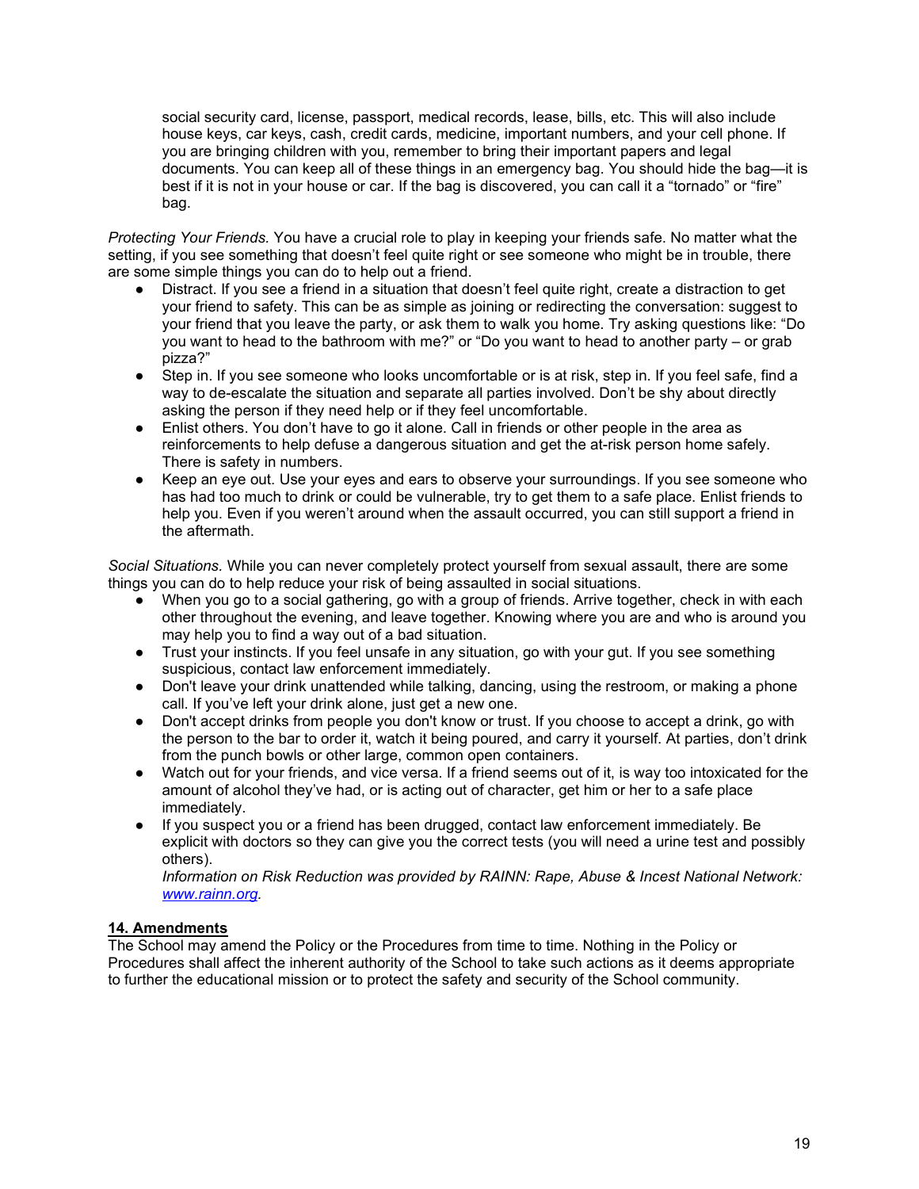social security card, license, passport, medical records, lease, bills, etc. This will also include house keys, car keys, cash, credit cards, medicine, important numbers, and your cell phone. If you are bringing children with you, remember to bring their important papers and legal documents. You can keep all of these things in an emergency bag. You should hide the bag—it is best if it is not in your house or car. If the bag is discovered, you can call it a "tornado" or "fire" bag.

*Protecting Your Friends.* You have a crucial role to play in keeping your friends safe. No matter what the setting, if you see something that doesn't feel quite right or see someone who might be in trouble, there are some simple things you can do to help out a friend.

- Distract. If you see a friend in a situation that doesn't feel quite right, create a distraction to get your friend to safety. This can be as simple as joining or redirecting the conversation: suggest to your friend that you leave the party, or ask them to walk you home. Try asking questions like: "Do you want to head to the bathroom with me?" or "Do you want to head to another party – or grab pizza?"
- Step in. If you see someone who looks uncomfortable or is at risk, step in. If you feel safe, find a way to de-escalate the situation and separate all parties involved. Don't be shy about directly asking the person if they need help or if they feel uncomfortable.
- Enlist others. You don't have to go it alone. Call in friends or other people in the area as reinforcements to help defuse a dangerous situation and get the at-risk person home safely. There is safety in numbers.
- Keep an eye out. Use your eyes and ears to observe your surroundings. If you see someone who has had too much to drink or could be vulnerable, try to get them to a safe place. Enlist friends to help you. Even if you weren't around when the assault occurred, you can still support a friend in the aftermath.

*Social Situations.* While you can never completely protect yourself from sexual assault, there are some things you can do to help reduce your risk of being assaulted in social situations.

- When you go to a social gathering, go with a group of friends. Arrive together, check in with each other throughout the evening, and leave together. Knowing where you are and who is around you may help you to find a way out of a bad situation.
- Trust your instincts. If you feel unsafe in any situation, go with your gut. If you see something suspicious, contact law enforcement immediately.
- Don't leave your drink unattended while talking, dancing, using the restroom, or making a phone call. If you've left your drink alone, just get a new one.
- Don't accept drinks from people you don't know or trust. If you choose to accept a drink, go with the person to the bar to order it, watch it being poured, and carry it yourself. At parties, don't drink from the punch bowls or other large, common open containers.
- Watch out for your friends, and vice versa. If a friend seems out of it, is way too intoxicated for the amount of alcohol they've had, or is acting out of character, get him or her to a safe place immediately.
- If you suspect you or a friend has been drugged, contact law enforcement immediately. Be explicit with doctors so they can give you the correct tests (you will need a urine test and possibly others).

  *Information on Risk Reduction was provided by RAINN: Rape, Abuse & Incest National Network: [www.rainn.org](http://www.rainn.org).*

**14. Amendments**

The School may amend the Policy or the Procedures from time to time. Nothing in the Policy or Procedures shall affect the inherent authority of the School to take such actions as it deems appropriate to further the educational mission or to protect the safety and security of the School community.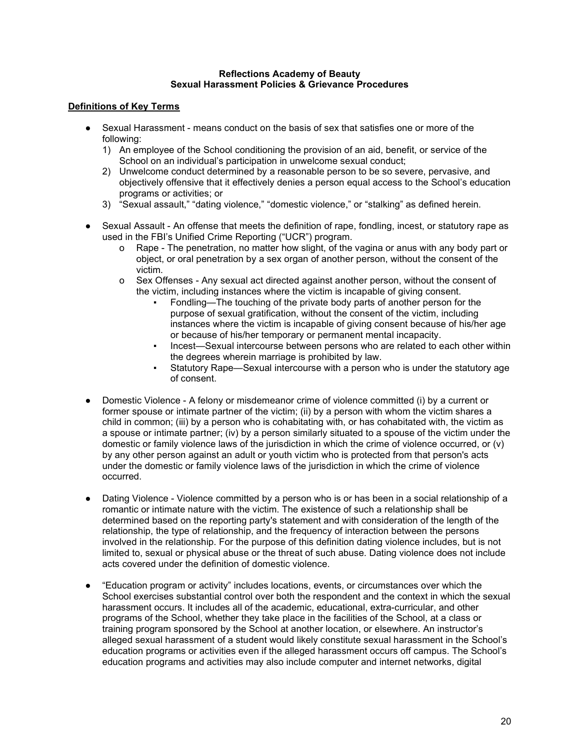**Reflections Academy of Beauty**
**Sexual Harassment Policies & Grievance Procedures**

**Definitions of Key Terms**

- Sexual Harassment - means conduct on the basis of sex that satisfies one or more of the following:
  1) An employee of the School conditioning the provision of an aid, benefit, or service of the School on an individual's participation in unwelcome sexual conduct;
  2) Unwelcome conduct determined by a reasonable person to be so severe, pervasive, and objectively offensive that it effectively denies a person equal access to the School's education programs or activities; or
  3) "Sexual assault," "dating violence," "domestic violence," or "stalking" as defined herein.

- Sexual Assault - An offense that meets the definition of rape, fondling, incest, or statutory rape as used in the FBI's Unified Crime Reporting ("UCR") program.
  - Rape - The penetration, no matter how slight, of the vagina or anus with any body part or object, or oral penetration by a sex organ of another person, without the consent of the victim.
  - Sex Offenses - Any sexual act directed against another person, without the consent of the victim, including instances where the victim is incapable of giving consent.
    - Fondling—The touching of the private body parts of another person for the purpose of sexual gratification, without the consent of the victim, including instances where the victim is incapable of giving consent because of his/her age or because of his/her temporary or permanent mental incapacity.
    - Incest—Sexual intercourse between persons who are related to each other within the degrees wherein marriage is prohibited by law.
    - Statutory Rape—Sexual intercourse with a person who is under the statutory age of consent.

- Domestic Violence - A felony or misdemeanor crime of violence committed (i) by a current or former spouse or intimate partner of the victim; (ii) by a person with whom the victim shares a child in common; (iii) by a person who is cohabitating with, or has cohabitated with, the victim as a spouse or intimate partner; (iv) by a person similarly situated to a spouse of the victim under the domestic or family violence laws of the jurisdiction in which the crime of violence occurred, or (v) by any other person against an adult or youth victim who is protected from that person's acts under the domestic or family violence laws of the jurisdiction in which the crime of violence occurred.

- Dating Violence - Violence committed by a person who is or has been in a social relationship of a romantic or intimate nature with the victim. The existence of such a relationship shall be determined based on the reporting party's statement and with consideration of the length of the relationship, the type of relationship, and the frequency of interaction between the persons involved in the relationship. For the purpose of this definition dating violence includes, but is not limited to, sexual or physical abuse or the threat of such abuse. Dating violence does not include acts covered under the definition of domestic violence.

- "Education program or activity" includes locations, events, or circumstances over which the School exercises substantial control over both the respondent and the context in which the sexual harassment occurs. It includes all of the academic, educational, extra-curricular, and other programs of the School, whether they take place in the facilities of the School, at a class or training program sponsored by the School at another location, or elsewhere. An instructor's alleged sexual harassment of a student would likely constitute sexual harassment in the School's education programs or activities even if the alleged harassment occurs off campus. The School's education programs and activities may also include computer and internet networks, digital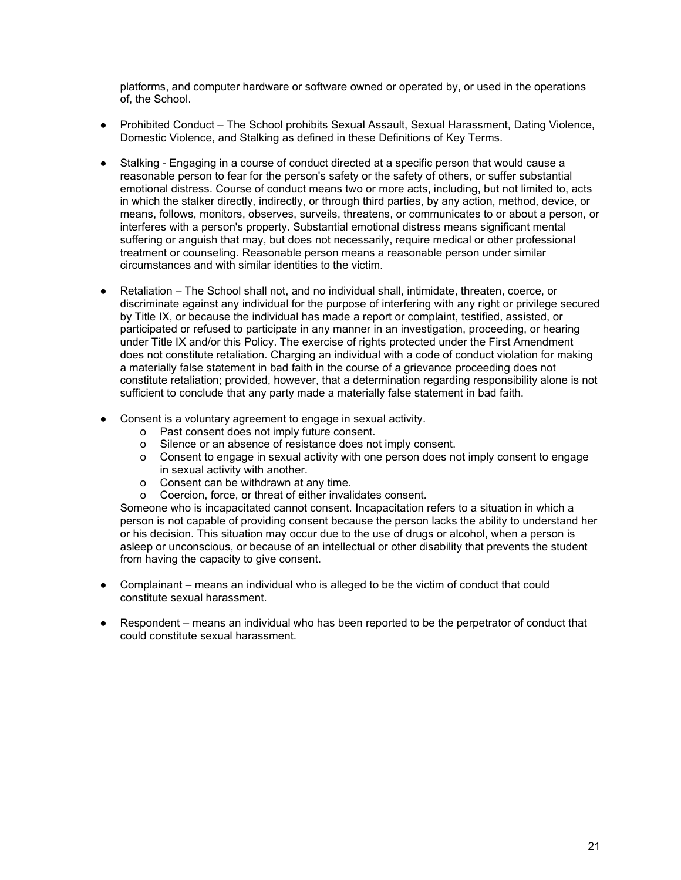platforms, and computer hardware or software owned or operated by, or used in the operations of, the School.

- Prohibited Conduct – The School prohibits Sexual Assault, Sexual Harassment, Dating Violence, Domestic Violence, and Stalking as defined in these Definitions of Key Terms.

- Stalking - Engaging in a course of conduct directed at a specific person that would cause a reasonable person to fear for the person's safety or the safety of others, or suffer substantial emotional distress. Course of conduct means two or more acts, including, but not limited to, acts in which the stalker directly, indirectly, or through third parties, by any action, method, device, or means, follows, monitors, observes, surveils, threatens, or communicates to or about a person, or interferes with a person's property. Substantial emotional distress means significant mental suffering or anguish that may, but does not necessarily, require medical or other professional treatment or counseling. Reasonable person means a reasonable person under similar circumstances and with similar identities to the victim.

- Retaliation – The School shall not, and no individual shall, intimidate, threaten, coerce, or discriminate against any individual for the purpose of interfering with any right or privilege secured by Title IX, or because the individual has made a report or complaint, testified, assisted, or participated or refused to participate in any manner in an investigation, proceeding, or hearing under Title IX and/or this Policy. The exercise of rights protected under the First Amendment does not constitute retaliation. Charging an individual with a code of conduct violation for making a materially false statement in bad faith in the course of a grievance proceeding does not constitute retaliation; provided, however, that a determination regarding responsibility alone is not sufficient to conclude that any party made a materially false statement in bad faith.

- Consent is a voluntary agreement to engage in sexual activity.
  - Past consent does not imply future consent.
  - Silence or an absence of resistance does not imply consent.
  - Consent to engage in sexual activity with one person does not imply consent to engage in sexual activity with another.
  - Consent can be withdrawn at any time.
  - Coercion, force, or threat of either invalidates consent.

  Someone who is incapacitated cannot consent. Incapacitation refers to a situation in which a person is not capable of providing consent because the person lacks the ability to understand her or his decision. This situation may occur due to the use of drugs or alcohol, when a person is asleep or unconscious, or because of an intellectual or other disability that prevents the student from having the capacity to give consent.

- Complainant – means an individual who is alleged to be the victim of conduct that could constitute sexual harassment.

- Respondent – means an individual who has been reported to be the perpetrator of conduct that could constitute sexual harassment.